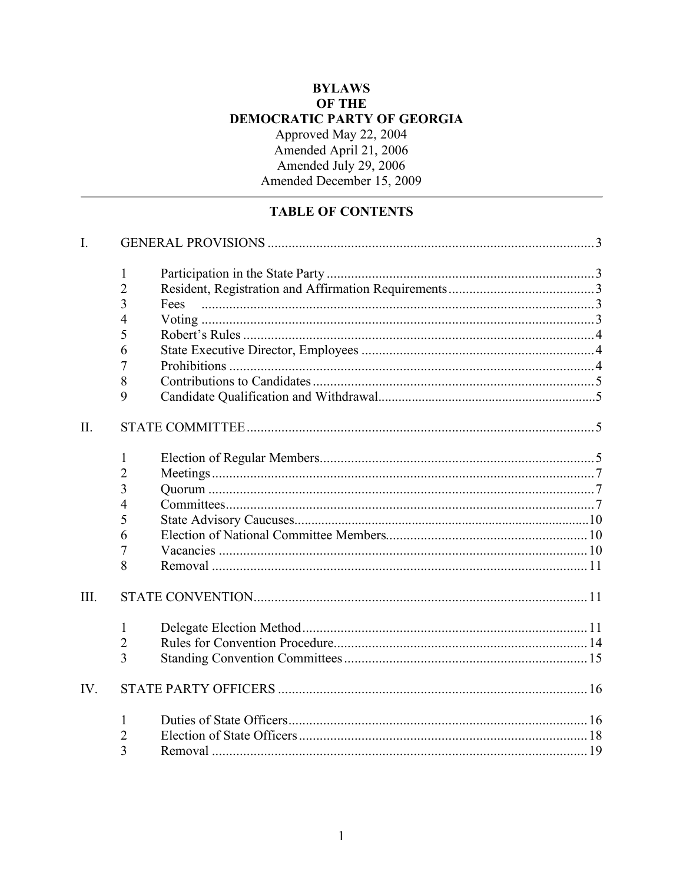# BYLAWS
# OF THE
# DEMOCRATIC PARTY OF GEORGIA

Approved May 22, 2004
Amended April 21, 2006
Amended July 29, 2006
Amended December 15, 2009

---

## TABLE OF CONTENTS

| | | | |
|---|---|---|---|
| I. | GENERAL PROVISIONS | | 3 |
| | 1 | Participation in the State Party | 3 |
| | 2 | Resident, Registration and Affirmation Requirements | 3 |
| | 3 | Fees | 3 |
| | 4 | Voting | 3 |
| | 5 | Robert's Rules | 4 |
| | 6 | State Executive Director, Employees | 4 |
| | 7 | Prohibitions | 4 |
| | 8 | Contributions to Candidates | 5 |
| | 9 | Candidate Qualification and Withdrawal | 5 |
| II. | STATE COMMITTEE | | 5 |
| | 1 | Election of Regular Members | 5 |
| | 2 | Meetings | 7 |
| | 3 | Quorum | 7 |
| | 4 | Committees | 7 |
| | 5 | State Advisory Caucuses | 10 |
| | 6 | Election of National Committee Members | 10 |
| | 7 | Vacancies | 10 |
| | 8 | Removal | 11 |
| III. | STATE CONVENTION | | 11 |
| | 1 | Delegate Election Method | 11 |
| | 2 | Rules for Convention Procedure | 14 |
| | 3 | Standing Convention Committees | 15 |
| IV. | STATE PARTY OFFICERS | | 16 |
| | 1 | Duties of State Officers | 16 |
| | 2 | Election of State Officers | 18 |
| | 3 | Removal | 19 |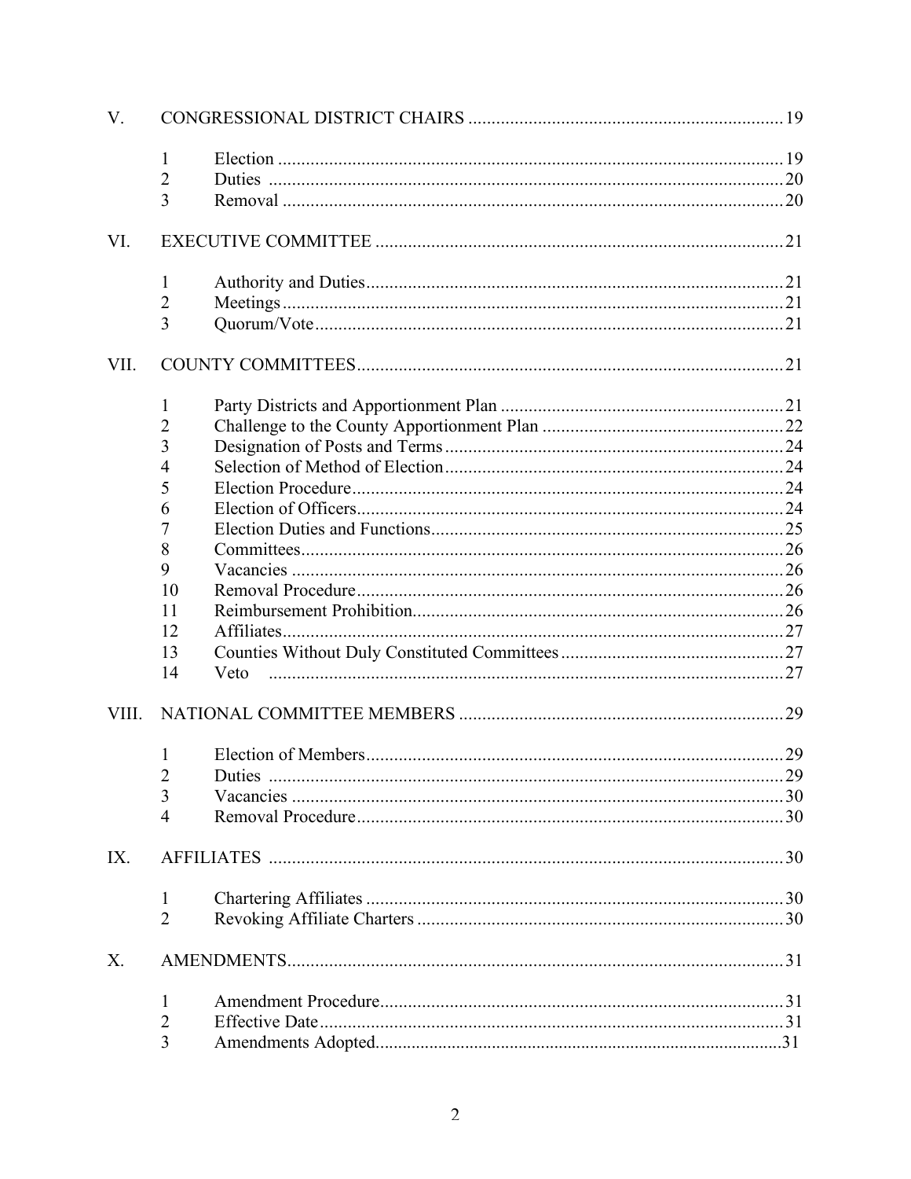| | | | |
|---|---|---|---|
| V. | CONGRESSIONAL DISTRICT CHAIRS | | 19 |
| | 1 | Election | 19 |
| | 2 | Duties | 20 |
| | 3 | Removal | 20 |
| VI. | EXECUTIVE COMMITTEE | | 21 |
| | 1 | Authority and Duties | 21 |
| | 2 | Meetings | 21 |
| | 3 | Quorum/Vote | 21 |
| VII. | COUNTY COMMITTEES | | 21 |
| | 1 | Party Districts and Apportionment Plan | 21 |
| | 2 | Challenge to the County Apportionment Plan | 22 |
| | 3 | Designation of Posts and Terms | 24 |
| | 4 | Selection of Method of Election | 24 |
| | 5 | Election Procedure | 24 |
| | 6 | Election of Officers | 24 |
| | 7 | Election Duties and Functions | 25 |
| | 8 | Committees | 26 |
| | 9 | Vacancies | 26 |
| | 10 | Removal Procedure | 26 |
| | 11 | Reimbursement Prohibition | 26 |
| | 12 | Affiliates | 27 |
| | 13 | Counties Without Duly Constituted Committees | 27 |
| | 14 | Veto | 27 |
| VIII. | NATIONAL COMMITTEE MEMBERS | | 29 |
| | 1 | Election of Members | 29 |
| | 2 | Duties | 29 |
| | 3 | Vacancies | 30 |
| | 4 | Removal Procedure | 30 |
| IX. | AFFILIATES | | 30 |
| | 1 | Chartering Affiliates | 30 |
| | 2 | Revoking Affiliate Charters | 30 |
| X. | AMENDMENTS | | 31 |
| | 1 | Amendment Procedure | 31 |
| | 2 | Effective Date | 31 |
| | 3 | Amendments Adopted | 31 |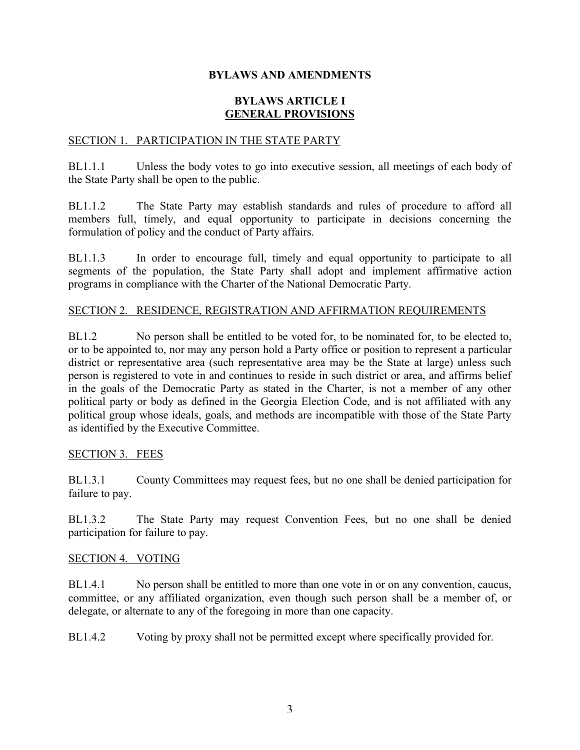# BYLAWS AND AMENDMENTS

## BYLAWS ARTICLE I
## GENERAL PROVISIONS

### SECTION 1. PARTICIPATION IN THE STATE PARTY

BL1.1.1 Unless the body votes to go into executive session, all meetings of each body of the State Party shall be open to the public.

BL1.1.2 The State Party may establish standards and rules of procedure to afford all members full, timely, and equal opportunity to participate in decisions concerning the formulation of policy and the conduct of Party affairs.

BL1.1.3 In order to encourage full, timely and equal opportunity to participate to all segments of the population, the State Party shall adopt and implement affirmative action programs in compliance with the Charter of the National Democratic Party.

### SECTION 2. RESIDENCE, REGISTRATION AND AFFIRMATION REQUIREMENTS

BL1.2 No person shall be entitled to be voted for, to be nominated for, to be elected to, or to be appointed to, nor may any person hold a Party office or position to represent a particular district or representative area (such representative area may be the State at large) unless such person is registered to vote in and continues to reside in such district or area, and affirms belief in the goals of the Democratic Party as stated in the Charter, is not a member of any other political party or body as defined in the Georgia Election Code, and is not affiliated with any political group whose ideals, goals, and methods are incompatible with those of the State Party as identified by the Executive Committee.

### SECTION 3. FEES

BL1.3.1 County Committees may request fees, but no one shall be denied participation for failure to pay.

BL1.3.2 The State Party may request Convention Fees, but no one shall be denied participation for failure to pay.

### SECTION 4. VOTING

BL1.4.1 No person shall be entitled to more than one vote in or on any convention, caucus, committee, or any affiliated organization, even though such person shall be a member of, or delegate, or alternate to any of the foregoing in more than one capacity.

BL1.4.2 Voting by proxy shall not be permitted except where specifically provided for.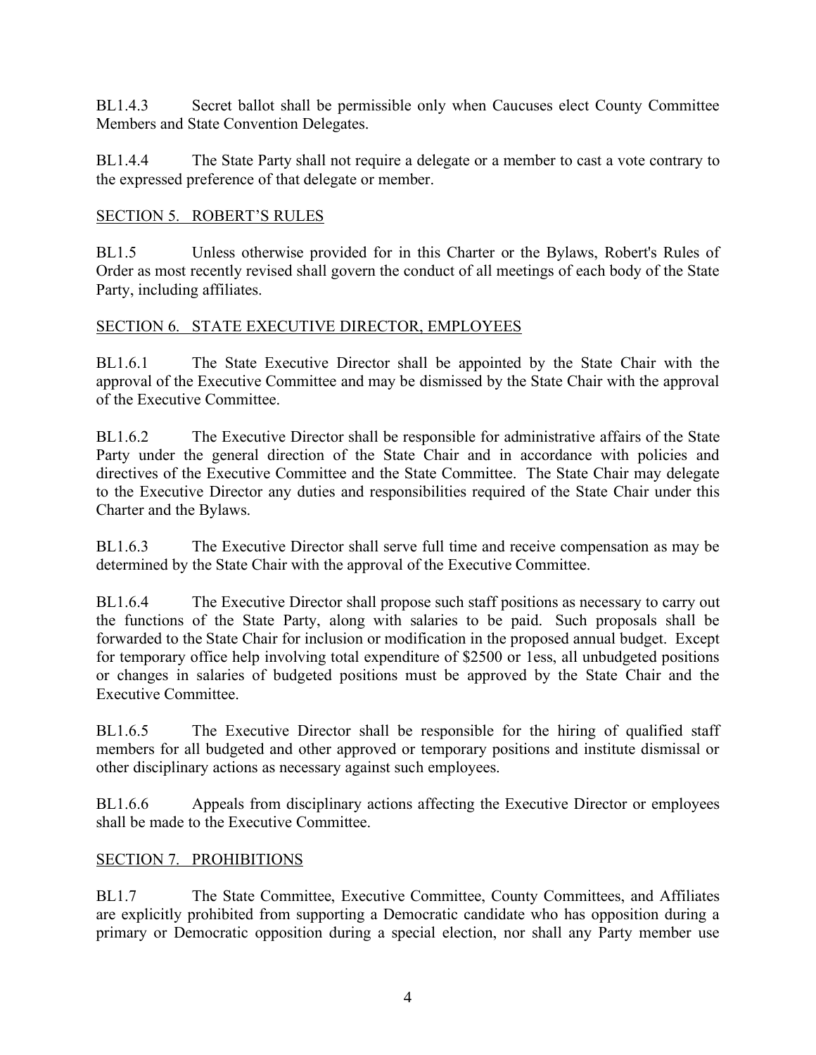BL1.4.3 Secret ballot shall be permissible only when Caucuses elect County Committee Members and State Convention Delegates.

BL1.4.4 The State Party shall not require a delegate or a member to cast a vote contrary to the expressed preference of that delegate or member.

SECTION 5. ROBERT'S RULES

BL1.5 Unless otherwise provided for in this Charter or the Bylaws, Robert's Rules of Order as most recently revised shall govern the conduct of all meetings of each body of the State Party, including affiliates.

SECTION 6. STATE EXECUTIVE DIRECTOR, EMPLOYEES

BL1.6.1 The State Executive Director shall be appointed by the State Chair with the approval of the Executive Committee and may be dismissed by the State Chair with the approval of the Executive Committee.

BL1.6.2 The Executive Director shall be responsible for administrative affairs of the State Party under the general direction of the State Chair and in accordance with policies and directives of the Executive Committee and the State Committee. The State Chair may delegate to the Executive Director any duties and responsibilities required of the State Chair under this Charter and the Bylaws.

BL1.6.3 The Executive Director shall serve full time and receive compensation as may be determined by the State Chair with the approval of the Executive Committee.

BL1.6.4 The Executive Director shall propose such staff positions as necessary to carry out the functions of the State Party, along with salaries to be paid. Such proposals shall be forwarded to the State Chair for inclusion or modification in the proposed annual budget. Except for temporary office help involving total expenditure of $2500 or less, all unbudgeted positions or changes in salaries of budgeted positions must be approved by the State Chair and the Executive Committee.

BL1.6.5 The Executive Director shall be responsible for the hiring of qualified staff members for all budgeted and other approved or temporary positions and institute dismissal or other disciplinary actions as necessary against such employees.

BL1.6.6 Appeals from disciplinary actions affecting the Executive Director or employees shall be made to the Executive Committee.

SECTION 7. PROHIBITIONS

BL1.7 The State Committee, Executive Committee, County Committees, and Affiliates are explicitly prohibited from supporting a Democratic candidate who has opposition during a primary or Democratic opposition during a special election, nor shall any Party member use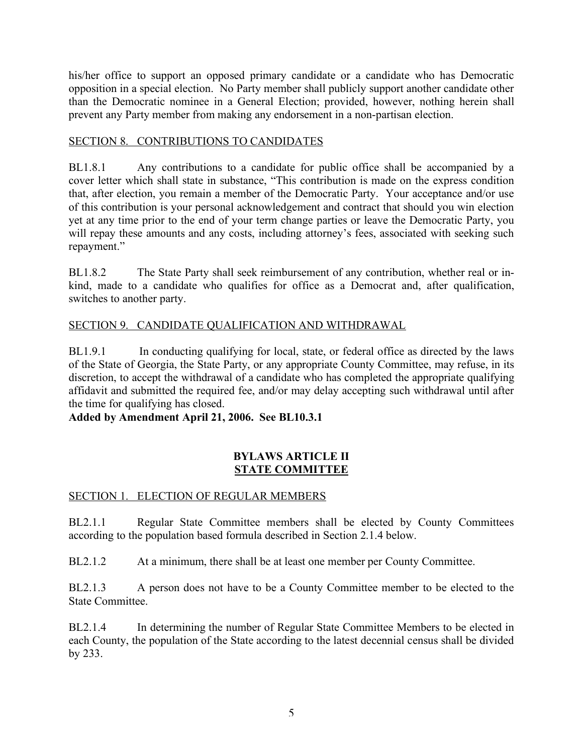his/her office to support an opposed primary candidate or a candidate who has Democratic opposition in a special election. No Party member shall publicly support another candidate other than the Democratic nominee in a General Election; provided, however, nothing herein shall prevent any Party member from making any endorsement in a non-partisan election.

SECTION 8. CONTRIBUTIONS TO CANDIDATES

BL1.8.1 Any contributions to a candidate for public office shall be accompanied by a cover letter which shall state in substance, "This contribution is made on the express condition that, after election, you remain a member of the Democratic Party. Your acceptance and/or use of this contribution is your personal acknowledgement and contract that should you win election yet at any time prior to the end of your term change parties or leave the Democratic Party, you will repay these amounts and any costs, including attorney's fees, associated with seeking such repayment."

BL1.8.2 The State Party shall seek reimbursement of any contribution, whether real or in-kind, made to a candidate who qualifies for office as a Democrat and, after qualification, switches to another party.

SECTION 9. CANDIDATE QUALIFICATION AND WITHDRAWAL

BL1.9.1 In conducting qualifying for local, state, or federal office as directed by the laws of the State of Georgia, the State Party, or any appropriate County Committee, may refuse, in its discretion, to accept the withdrawal of a candidate who has completed the appropriate qualifying affidavit and submitted the required fee, and/or may delay accepting such withdrawal until after the time for qualifying has closed.

**Added by Amendment April 21, 2006. See BL10.3.1**

## BYLAWS ARTICLE II
## STATE COMMITTEE

SECTION 1. ELECTION OF REGULAR MEMBERS

BL2.1.1 Regular State Committee members shall be elected by County Committees according to the population based formula described in Section 2.1.4 below.

BL2.1.2 At a minimum, there shall be at least one member per County Committee.

BL2.1.3 A person does not have to be a County Committee member to be elected to the State Committee.

BL2.1.4 In determining the number of Regular State Committee Members to be elected in each County, the population of the State according to the latest decennial census shall be divided by 233.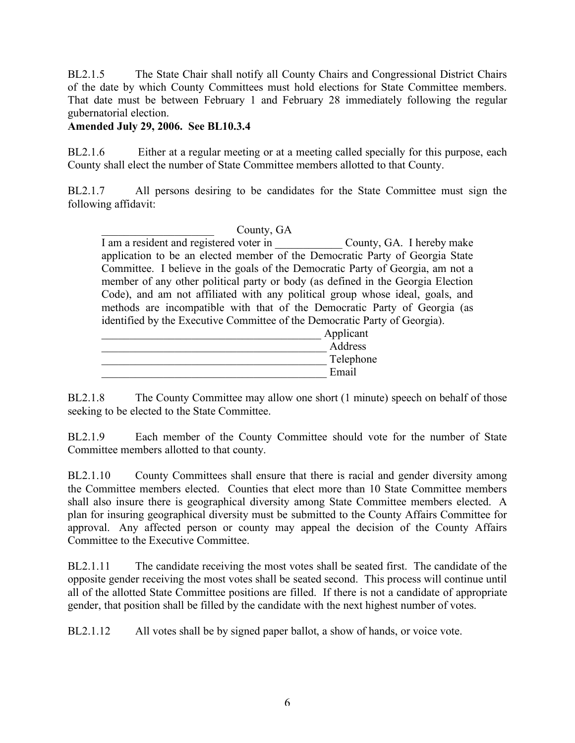BL2.1.5 The State Chair shall notify all County Chairs and Congressional District Chairs of the date by which County Committees must hold elections for State Committee members. That date must be between February 1 and February 28 immediately following the regular gubernatorial election.

**Amended July 29, 2006. See BL10.3.4**

BL2.1.6 Either at a regular meeting or at a meeting called specially for this purpose, each County shall elect the number of State Committee members allotted to that County.

BL2.1.7 All persons desiring to be candidates for the State Committee must sign the following affidavit:

> ____________________ County, GA
>
> I am a resident and registered voter in ____________ County, GA. I hereby make application to be an elected member of the Democratic Party of Georgia State Committee. I believe in the goals of the Democratic Party of Georgia, am not a member of any other political party or body (as defined in the Georgia Election Code), and am not affiliated with any political group whose ideal, goals, and methods are incompatible with that of the Democratic Party of Georgia (as identified by the Executive Committee of the Democratic Party of Georgia).
>
> ________________________________________ Applicant
>
> ________________________________________ Address
>
> ________________________________________ Telephone
>
> ________________________________________ Email

BL2.1.8 The County Committee may allow one short (1 minute) speech on behalf of those seeking to be elected to the State Committee.

BL2.1.9 Each member of the County Committee should vote for the number of State Committee members allotted to that county.

BL2.1.10 County Committees shall ensure that there is racial and gender diversity among the Committee members elected. Counties that elect more than 10 State Committee members shall also insure there is geographical diversity among State Committee members elected. A plan for insuring geographical diversity must be submitted to the County Affairs Committee for approval. Any affected person or county may appeal the decision of the County Affairs Committee to the Executive Committee.

BL2.1.11 The candidate receiving the most votes shall be seated first. The candidate of the opposite gender receiving the most votes shall be seated second. This process will continue until all of the allotted State Committee positions are filled. If there is not a candidate of appropriate gender, that position shall be filled by the candidate with the next highest number of votes.

BL2.1.12 All votes shall be by signed paper ballot, a show of hands, or voice vote.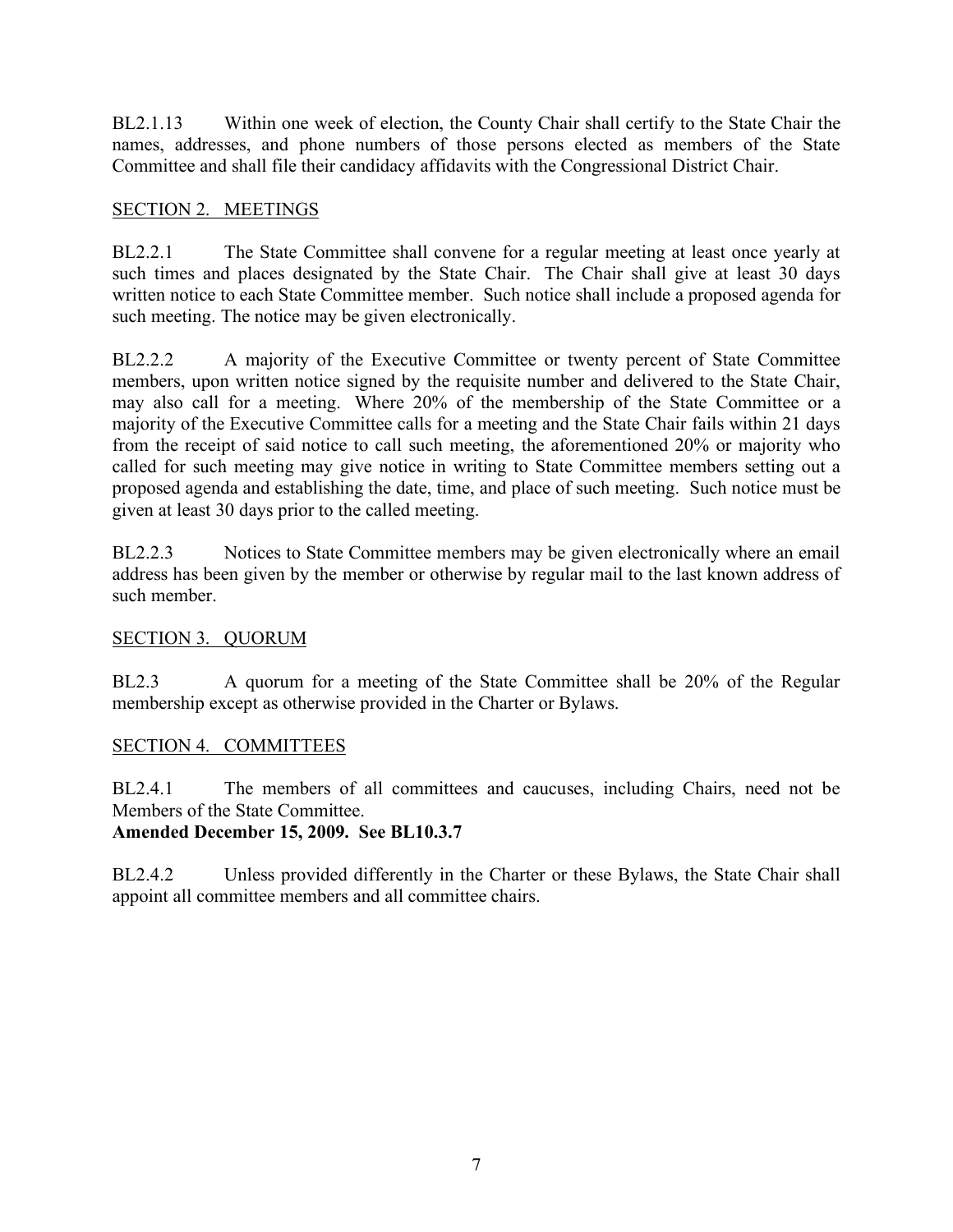BL2.1.13 Within one week of election, the County Chair shall certify to the State Chair the names, addresses, and phone numbers of those persons elected as members of the State Committee and shall file their candidacy affidavits with the Congressional District Chair.

## SECTION 2. MEETINGS

BL2.2.1 The State Committee shall convene for a regular meeting at least once yearly at such times and places designated by the State Chair. The Chair shall give at least 30 days written notice to each State Committee member. Such notice shall include a proposed agenda for such meeting. The notice may be given electronically.

BL2.2.2 A majority of the Executive Committee or twenty percent of State Committee members, upon written notice signed by the requisite number and delivered to the State Chair, may also call for a meeting. Where 20% of the membership of the State Committee or a majority of the Executive Committee calls for a meeting and the State Chair fails within 21 days from the receipt of said notice to call such meeting, the aforementioned 20% or majority who called for such meeting may give notice in writing to State Committee members setting out a proposed agenda and establishing the date, time, and place of such meeting. Such notice must be given at least 30 days prior to the called meeting.

BL2.2.3 Notices to State Committee members may be given electronically where an email address has been given by the member or otherwise by regular mail to the last known address of such member.

## SECTION 3. QUORUM

BL2.3 A quorum for a meeting of the State Committee shall be 20% of the Regular membership except as otherwise provided in the Charter or Bylaws.

## SECTION 4. COMMITTEES

BL2.4.1 The members of all committees and caucuses, including Chairs, need not be Members of the State Committee.
**Amended December 15, 2009. See BL10.3.7**

BL2.4.2 Unless provided differently in the Charter or these Bylaws, the State Chair shall appoint all committee members and all committee chairs.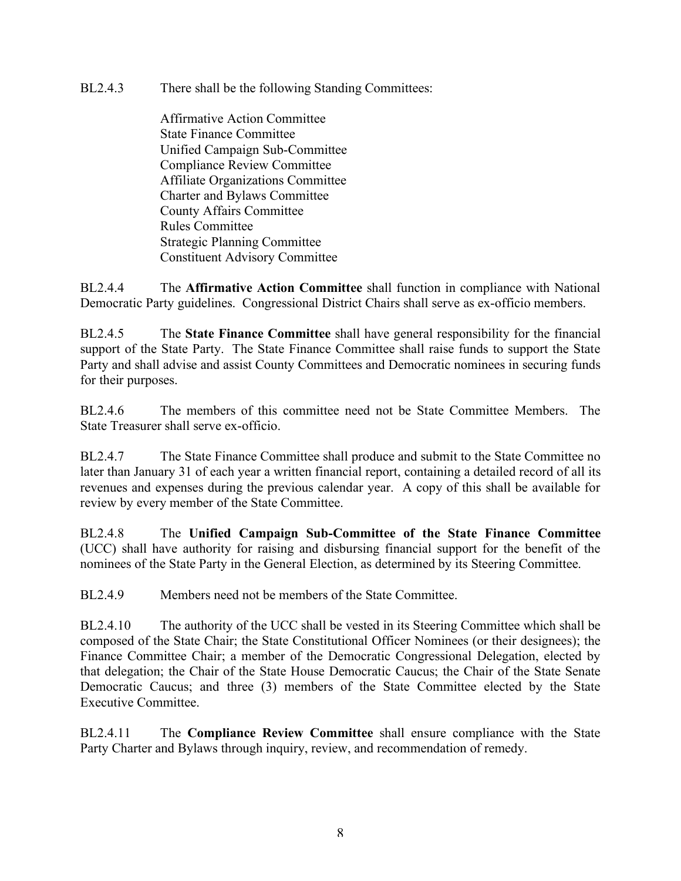BL2.4.3 There shall be the following Standing Committees:

Affirmative Action Committee
State Finance Committee
Unified Campaign Sub-Committee
Compliance Review Committee
Affiliate Organizations Committee
Charter and Bylaws Committee
County Affairs Committee
Rules Committee
Strategic Planning Committee
Constituent Advisory Committee

BL2.4.4 The **Affirmative Action Committee** shall function in compliance with National Democratic Party guidelines. Congressional District Chairs shall serve as ex-officio members.

BL2.4.5 The **State Finance Committee** shall have general responsibility for the financial support of the State Party. The State Finance Committee shall raise funds to support the State Party and shall advise and assist County Committees and Democratic nominees in securing funds for their purposes.

BL2.4.6 The members of this committee need not be State Committee Members. The State Treasurer shall serve ex-officio.

BL2.4.7 The State Finance Committee shall produce and submit to the State Committee no later than January 31 of each year a written financial report, containing a detailed record of all its revenues and expenses during the previous calendar year. A copy of this shall be available for review by every member of the State Committee.

BL2.4.8 The **Unified Campaign Sub-Committee of the State Finance Committee** (UCC) shall have authority for raising and disbursing financial support for the benefit of the nominees of the State Party in the General Election, as determined by its Steering Committee.

BL2.4.9 Members need not be members of the State Committee.

BL2.4.10 The authority of the UCC shall be vested in its Steering Committee which shall be composed of the State Chair; the State Constitutional Officer Nominees (or their designees); the Finance Committee Chair; a member of the Democratic Congressional Delegation, elected by that delegation; the Chair of the State House Democratic Caucus; the Chair of the State Senate Democratic Caucus; and three (3) members of the State Committee elected by the State Executive Committee.

BL2.4.11 The **Compliance Review Committee** shall ensure compliance with the State Party Charter and Bylaws through inquiry, review, and recommendation of remedy.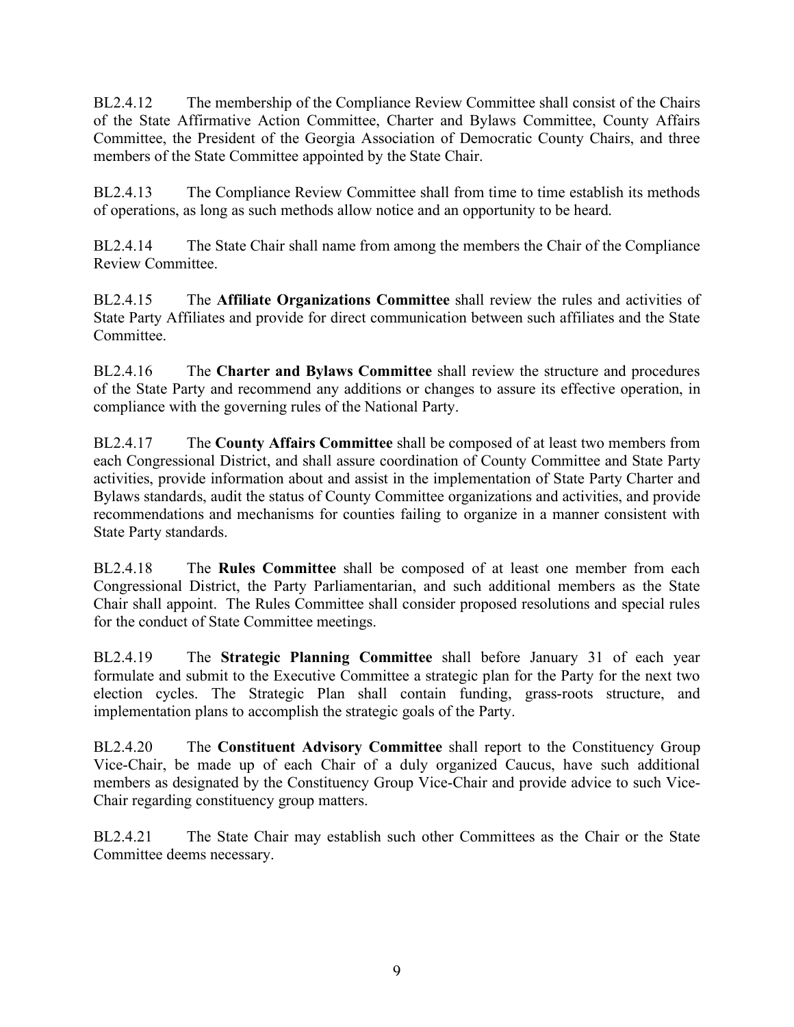BL2.4.12 The membership of the Compliance Review Committee shall consist of the Chairs of the State Affirmative Action Committee, Charter and Bylaws Committee, County Affairs Committee, the President of the Georgia Association of Democratic County Chairs, and three members of the State Committee appointed by the State Chair.

BL2.4.13 The Compliance Review Committee shall from time to time establish its methods of operations, as long as such methods allow notice and an opportunity to be heard.

BL2.4.14 The State Chair shall name from among the members the Chair of the Compliance Review Committee.

BL2.4.15 The **Affiliate Organizations Committee** shall review the rules and activities of State Party Affiliates and provide for direct communication between such affiliates and the State Committee.

BL2.4.16 The **Charter and Bylaws Committee** shall review the structure and procedures of the State Party and recommend any additions or changes to assure its effective operation, in compliance with the governing rules of the National Party.

BL2.4.17 The **County Affairs Committee** shall be composed of at least two members from each Congressional District, and shall assure coordination of County Committee and State Party activities, provide information about and assist in the implementation of State Party Charter and Bylaws standards, audit the status of County Committee organizations and activities, and provide recommendations and mechanisms for counties failing to organize in a manner consistent with State Party standards.

BL2.4.18 The **Rules Committee** shall be composed of at least one member from each Congressional District, the Party Parliamentarian, and such additional members as the State Chair shall appoint. The Rules Committee shall consider proposed resolutions and special rules for the conduct of State Committee meetings.

BL2.4.19 The **Strategic Planning Committee** shall before January 31 of each year formulate and submit to the Executive Committee a strategic plan for the Party for the next two election cycles. The Strategic Plan shall contain funding, grass-roots structure, and implementation plans to accomplish the strategic goals of the Party.

BL2.4.20 The **Constituent Advisory Committee** shall report to the Constituency Group Vice-Chair, be made up of each Chair of a duly organized Caucus, have such additional members as designated by the Constituency Group Vice-Chair and provide advice to such Vice-Chair regarding constituency group matters.

BL2.4.21 The State Chair may establish such other Committees as the Chair or the State Committee deems necessary.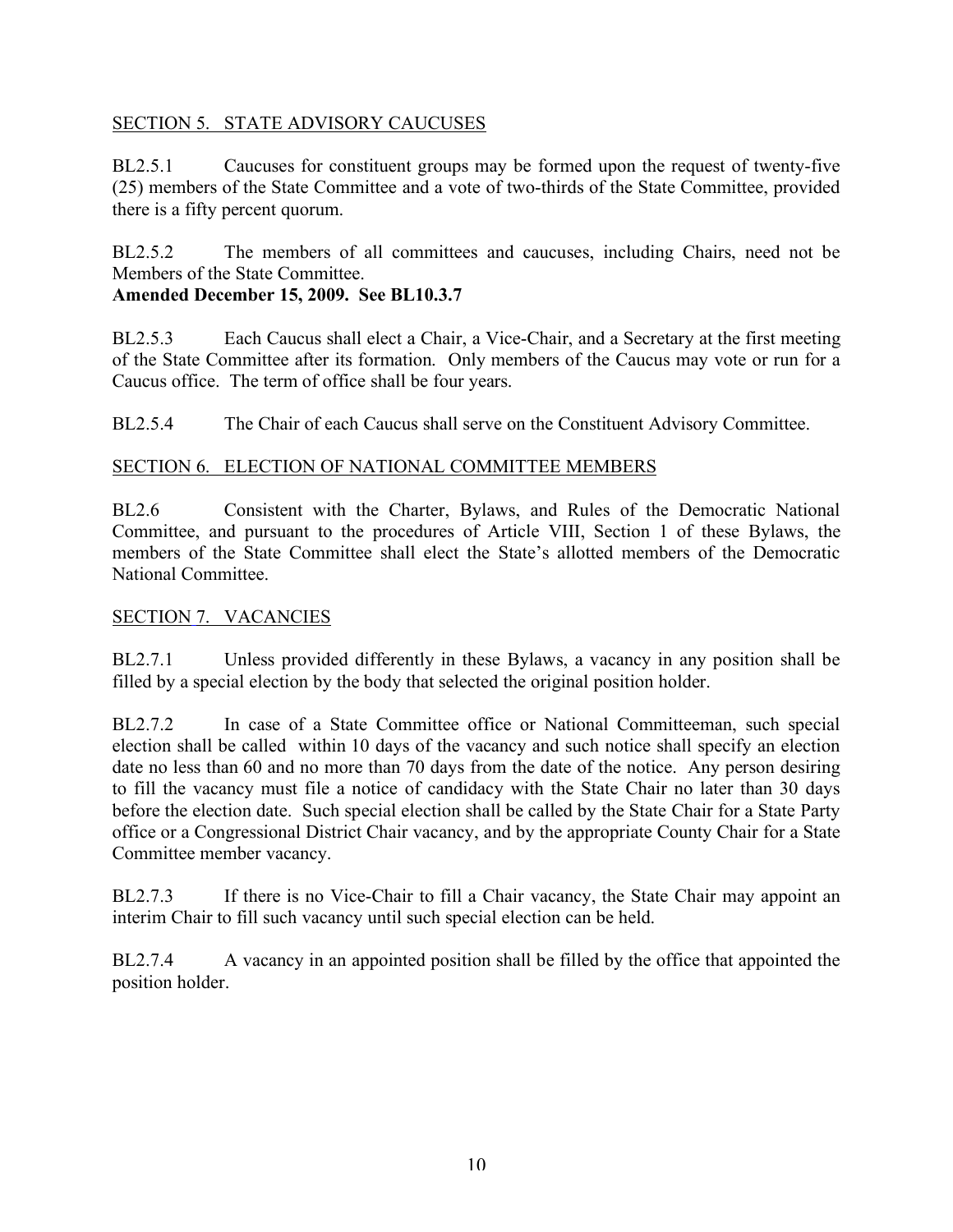## SECTION 5. STATE ADVISORY CAUCUSES

BL2.5.1 Caucuses for constituent groups may be formed upon the request of twenty-five (25) members of the State Committee and a vote of two-thirds of the State Committee, provided there is a fifty percent quorum.

BL2.5.2 The members of all committees and caucuses, including Chairs, need not be Members of the State Committee.
**Amended December 15, 2009. See BL10.3.7**

BL2.5.3 Each Caucus shall elect a Chair, a Vice-Chair, and a Secretary at the first meeting of the State Committee after its formation. Only members of the Caucus may vote or run for a Caucus office. The term of office shall be four years.

BL2.5.4 The Chair of each Caucus shall serve on the Constituent Advisory Committee.

## SECTION 6. ELECTION OF NATIONAL COMMITTEE MEMBERS

BL2.6 Consistent with the Charter, Bylaws, and Rules of the Democratic National Committee, and pursuant to the procedures of Article VIII, Section 1 of these Bylaws, the members of the State Committee shall elect the State's allotted members of the Democratic National Committee.

## SECTION 7. VACANCIES

BL2.7.1 Unless provided differently in these Bylaws, a vacancy in any position shall be filled by a special election by the body that selected the original position holder.

BL2.7.2 In case of a State Committee office or National Committeeman, such special election shall be called within 10 days of the vacancy and such notice shall specify an election date no less than 60 and no more than 70 days from the date of the notice. Any person desiring to fill the vacancy must file a notice of candidacy with the State Chair no later than 30 days before the election date. Such special election shall be called by the State Chair for a State Party office or a Congressional District Chair vacancy, and by the appropriate County Chair for a State Committee member vacancy.

BL2.7.3 If there is no Vice-Chair to fill a Chair vacancy, the State Chair may appoint an interim Chair to fill such vacancy until such special election can be held.

BL2.7.4 A vacancy in an appointed position shall be filled by the office that appointed the position holder.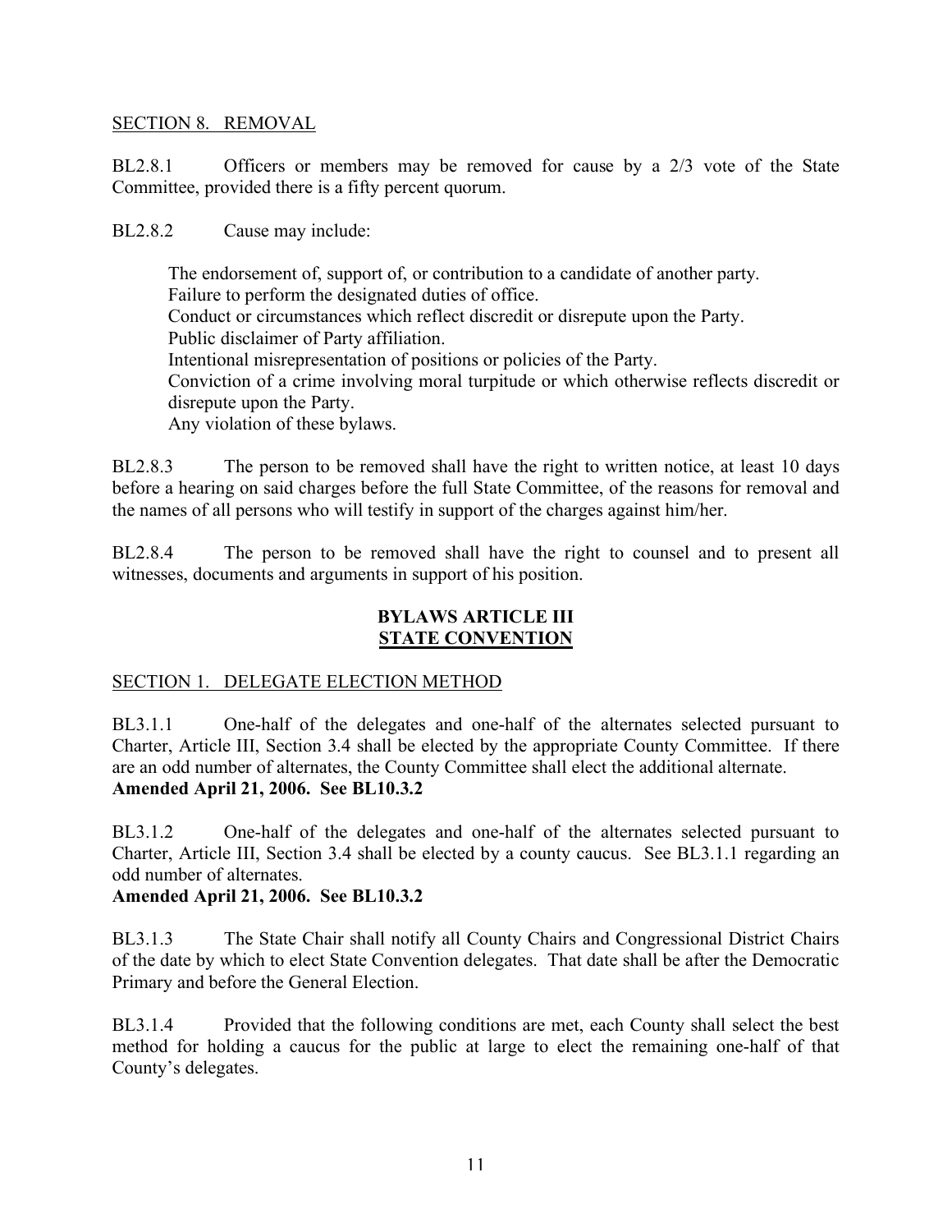SECTION 8. REMOVAL

BL2.8.1 Officers or members may be removed for cause by a 2/3 vote of the State Committee, provided there is a fifty percent quorum.

BL2.8.2 Cause may include:

The endorsement of, support of, or contribution to a candidate of another party.
Failure to perform the designated duties of office.
Conduct or circumstances which reflect discredit or disrepute upon the Party.
Public disclaimer of Party affiliation.
Intentional misrepresentation of positions or policies of the Party.
Conviction of a crime involving moral turpitude or which otherwise reflects discredit or disrepute upon the Party.
Any violation of these bylaws.

BL2.8.3 The person to be removed shall have the right to written notice, at least 10 days before a hearing on said charges before the full State Committee, of the reasons for removal and the names of all persons who will testify in support of the charges against him/her.

BL2.8.4 The person to be removed shall have the right to counsel and to present all witnesses, documents and arguments in support of his position.

## BYLAWS ARTICLE III
## STATE CONVENTION

SECTION 1. DELEGATE ELECTION METHOD

BL3.1.1 One-half of the delegates and one-half of the alternates selected pursuant to Charter, Article III, Section 3.4 shall be elected by the appropriate County Committee. If there are an odd number of alternates, the County Committee shall elect the additional alternate.
**Amended April 21, 2006. See BL10.3.2**

BL3.1.2 One-half of the delegates and one-half of the alternates selected pursuant to Charter, Article III, Section 3.4 shall be elected by a county caucus. See BL3.1.1 regarding an odd number of alternates.
**Amended April 21, 2006. See BL10.3.2**

BL3.1.3 The State Chair shall notify all County Chairs and Congressional District Chairs of the date by which to elect State Convention delegates. That date shall be after the Democratic Primary and before the General Election.

BL3.1.4 Provided that the following conditions are met, each County shall select the best method for holding a caucus for the public at large to elect the remaining one-half of that County's delegates.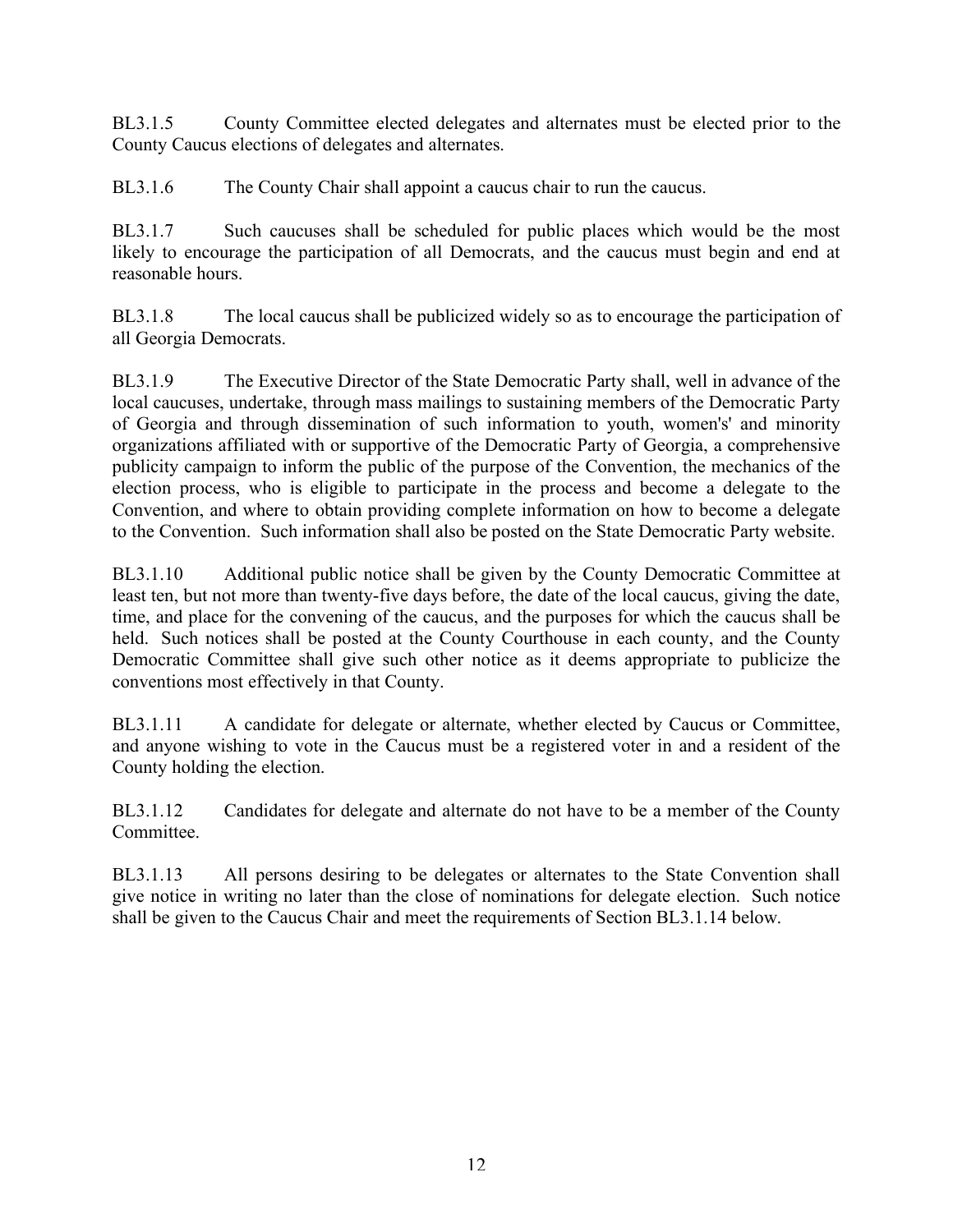BL3.1.5 County Committee elected delegates and alternates must be elected prior to the County Caucus elections of delegates and alternates.

BL3.1.6 The County Chair shall appoint a caucus chair to run the caucus.

BL3.1.7 Such caucuses shall be scheduled for public places which would be the most likely to encourage the participation of all Democrats, and the caucus must begin and end at reasonable hours.

BL3.1.8 The local caucus shall be publicized widely so as to encourage the participation of all Georgia Democrats.

BL3.1.9 The Executive Director of the State Democratic Party shall, well in advance of the local caucuses, undertake, through mass mailings to sustaining members of the Democratic Party of Georgia and through dissemination of such information to youth, women's' and minority organizations affiliated with or supportive of the Democratic Party of Georgia, a comprehensive publicity campaign to inform the public of the purpose of the Convention, the mechanics of the election process, who is eligible to participate in the process and become a delegate to the Convention, and where to obtain providing complete information on how to become a delegate to the Convention. Such information shall also be posted on the State Democratic Party website.

BL3.1.10 Additional public notice shall be given by the County Democratic Committee at least ten, but not more than twenty-five days before, the date of the local caucus, giving the date, time, and place for the convening of the caucus, and the purposes for which the caucus shall be held. Such notices shall be posted at the County Courthouse in each county, and the County Democratic Committee shall give such other notice as it deems appropriate to publicize the conventions most effectively in that County.

BL3.1.11 A candidate for delegate or alternate, whether elected by Caucus or Committee, and anyone wishing to vote in the Caucus must be a registered voter in and a resident of the County holding the election.

BL3.1.12 Candidates for delegate and alternate do not have to be a member of the County Committee.

BL3.1.13 All persons desiring to be delegates or alternates to the State Convention shall give notice in writing no later than the close of nominations for delegate election. Such notice shall be given to the Caucus Chair and meet the requirements of Section BL3.1.14 below.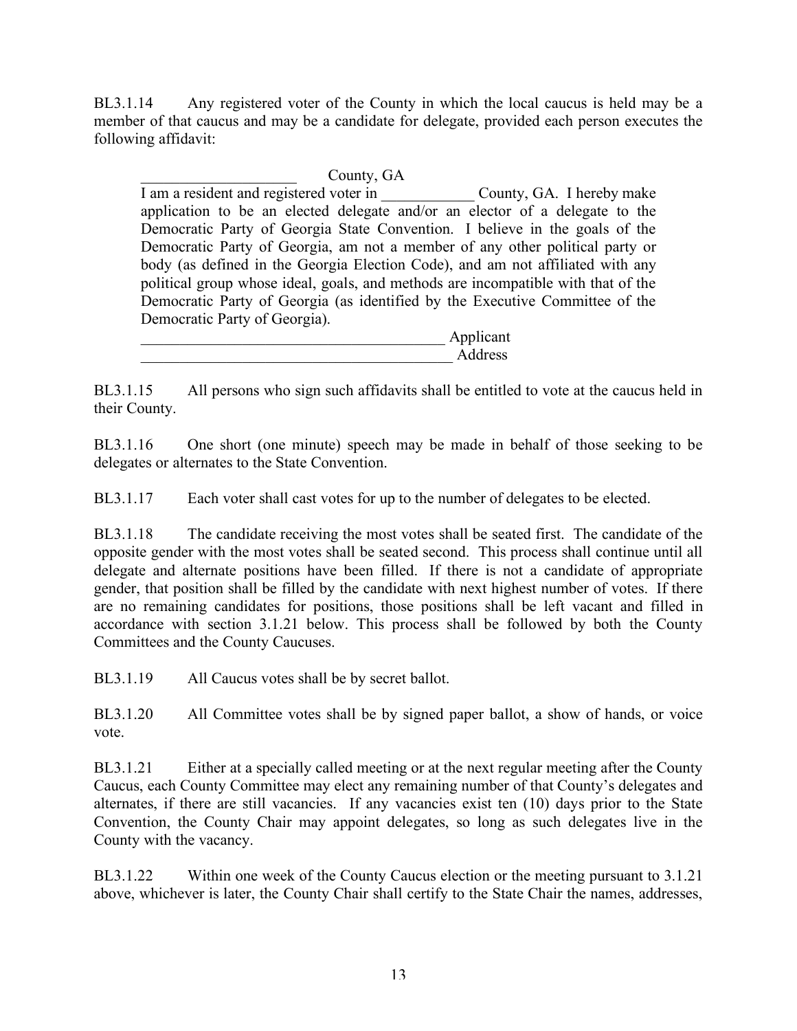BL3.1.14 Any registered voter of the County in which the local caucus is held may be a member of that caucus and may be a candidate for delegate, provided each person executes the following affidavit:

> ____________________ County, GA
>
> I am a resident and registered voter in ____________ County, GA. I hereby make application to be an elected delegate and/or an elector of a delegate to the Democratic Party of Georgia State Convention. I believe in the goals of the Democratic Party of Georgia, am not a member of any other political party or body (as defined in the Georgia Election Code), and am not affiliated with any political group whose ideal, goals, and methods are incompatible with that of the Democratic Party of Georgia (as identified by the Executive Committee of the Democratic Party of Georgia).
>
> ________________________________________ Applicant
>
> ________________________________________ Address

BL3.1.15 All persons who sign such affidavits shall be entitled to vote at the caucus held in their County.

BL3.1.16 One short (one minute) speech may be made in behalf of those seeking to be delegates or alternates to the State Convention.

BL3.1.17 Each voter shall cast votes for up to the number of delegates to be elected.

BL3.1.18 The candidate receiving the most votes shall be seated first. The candidate of the opposite gender with the most votes shall be seated second. This process shall continue until all delegate and alternate positions have been filled. If there is not a candidate of appropriate gender, that position shall be filled by the candidate with next highest number of votes. If there are no remaining candidates for positions, those positions shall be left vacant and filled in accordance with section 3.1.21 below. This process shall be followed by both the County Committees and the County Caucuses.

BL3.1.19 All Caucus votes shall be by secret ballot.

BL3.1.20 All Committee votes shall be by signed paper ballot, a show of hands, or voice vote.

BL3.1.21 Either at a specially called meeting or at the next regular meeting after the County Caucus, each County Committee may elect any remaining number of that County's delegates and alternates, if there are still vacancies. If any vacancies exist ten (10) days prior to the State Convention, the County Chair may appoint delegates, so long as such delegates live in the County with the vacancy.

BL3.1.22 Within one week of the County Caucus election or the meeting pursuant to 3.1.21 above, whichever is later, the County Chair shall certify to the State Chair the names, addresses,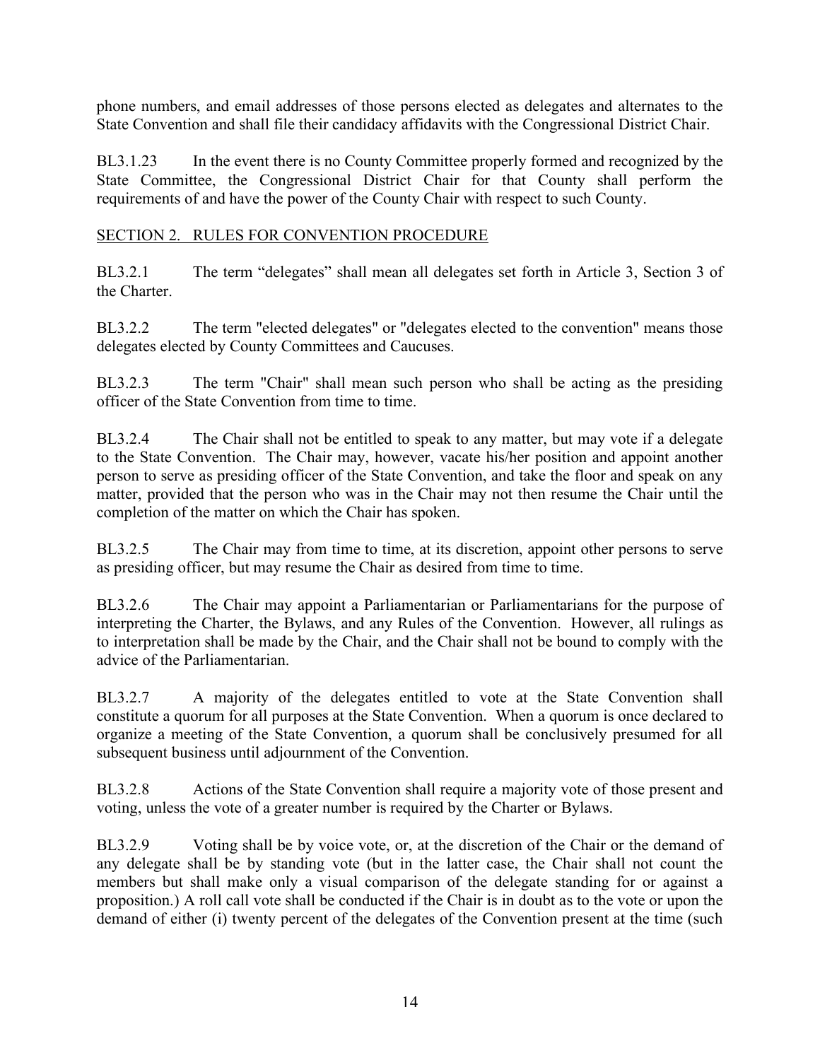phone numbers, and email addresses of those persons elected as delegates and alternates to the State Convention and shall file their candidacy affidavits with the Congressional District Chair.

BL3.1.23 In the event there is no County Committee properly formed and recognized by the State Committee, the Congressional District Chair for that County shall perform the requirements of and have the power of the County Chair with respect to such County.

## SECTION 2. RULES FOR CONVENTION PROCEDURE

BL3.2.1 The term "delegates" shall mean all delegates set forth in Article 3, Section 3 of the Charter.

BL3.2.2 The term "elected delegates" or "delegates elected to the convention" means those delegates elected by County Committees and Caucuses.

BL3.2.3 The term "Chair" shall mean such person who shall be acting as the presiding officer of the State Convention from time to time.

BL3.2.4 The Chair shall not be entitled to speak to any matter, but may vote if a delegate to the State Convention. The Chair may, however, vacate his/her position and appoint another person to serve as presiding officer of the State Convention, and take the floor and speak on any matter, provided that the person who was in the Chair may not then resume the Chair until the completion of the matter on which the Chair has spoken.

BL3.2.5 The Chair may from time to time, at its discretion, appoint other persons to serve as presiding officer, but may resume the Chair as desired from time to time.

BL3.2.6 The Chair may appoint a Parliamentarian or Parliamentarians for the purpose of interpreting the Charter, the Bylaws, and any Rules of the Convention. However, all rulings as to interpretation shall be made by the Chair, and the Chair shall not be bound to comply with the advice of the Parliamentarian.

BL3.2.7 A majority of the delegates entitled to vote at the State Convention shall constitute a quorum for all purposes at the State Convention. When a quorum is once declared to organize a meeting of the State Convention, a quorum shall be conclusively presumed for all subsequent business until adjournment of the Convention.

BL3.2.8 Actions of the State Convention shall require a majority vote of those present and voting, unless the vote of a greater number is required by the Charter or Bylaws.

BL3.2.9 Voting shall be by voice vote, or, at the discretion of the Chair or the demand of any delegate shall be by standing vote (but in the latter case, the Chair shall not count the members but shall make only a visual comparison of the delegate standing for or against a proposition.) A roll call vote shall be conducted if the Chair is in doubt as to the vote or upon the demand of either (i) twenty percent of the delegates of the Convention present at the time (such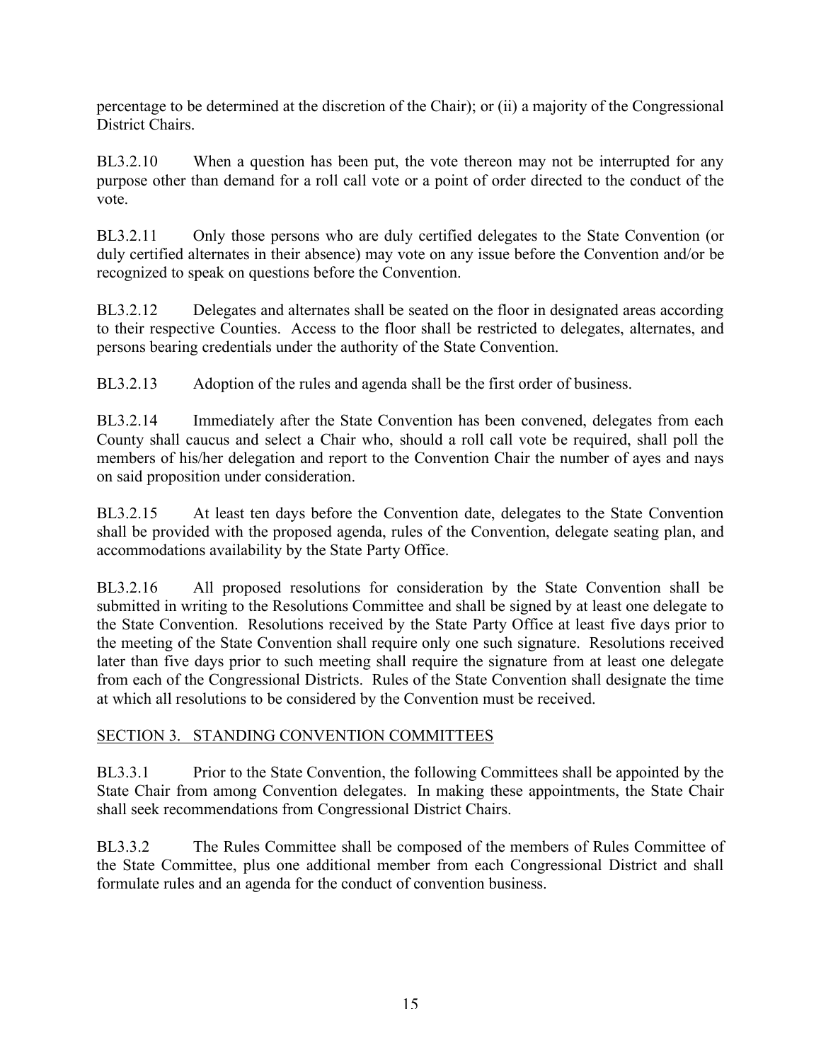percentage to be determined at the discretion of the Chair); or (ii) a majority of the Congressional District Chairs.

BL3.2.10 When a question has been put, the vote thereon may not be interrupted for any purpose other than demand for a roll call vote or a point of order directed to the conduct of the vote.

BL3.2.11 Only those persons who are duly certified delegates to the State Convention (or duly certified alternates in their absence) may vote on any issue before the Convention and/or be recognized to speak on questions before the Convention.

BL3.2.12 Delegates and alternates shall be seated on the floor in designated areas according to their respective Counties. Access to the floor shall be restricted to delegates, alternates, and persons bearing credentials under the authority of the State Convention.

BL3.2.13 Adoption of the rules and agenda shall be the first order of business.

BL3.2.14 Immediately after the State Convention has been convened, delegates from each County shall caucus and select a Chair who, should a roll call vote be required, shall poll the members of his/her delegation and report to the Convention Chair the number of ayes and nays on said proposition under consideration.

BL3.2.15 At least ten days before the Convention date, delegates to the State Convention shall be provided with the proposed agenda, rules of the Convention, delegate seating plan, and accommodations availability by the State Party Office.

BL3.2.16 All proposed resolutions for consideration by the State Convention shall be submitted in writing to the Resolutions Committee and shall be signed by at least one delegate to the State Convention. Resolutions received by the State Party Office at least five days prior to the meeting of the State Convention shall require only one such signature. Resolutions received later than five days prior to such meeting shall require the signature from at least one delegate from each of the Congressional Districts. Rules of the State Convention shall designate the time at which all resolutions to be considered by the Convention must be received.

## SECTION 3. STANDING CONVENTION COMMITTEES

BL3.3.1 Prior to the State Convention, the following Committees shall be appointed by the State Chair from among Convention delegates. In making these appointments, the State Chair shall seek recommendations from Congressional District Chairs.

BL3.3.2 The Rules Committee shall be composed of the members of Rules Committee of the State Committee, plus one additional member from each Congressional District and shall formulate rules and an agenda for the conduct of convention business.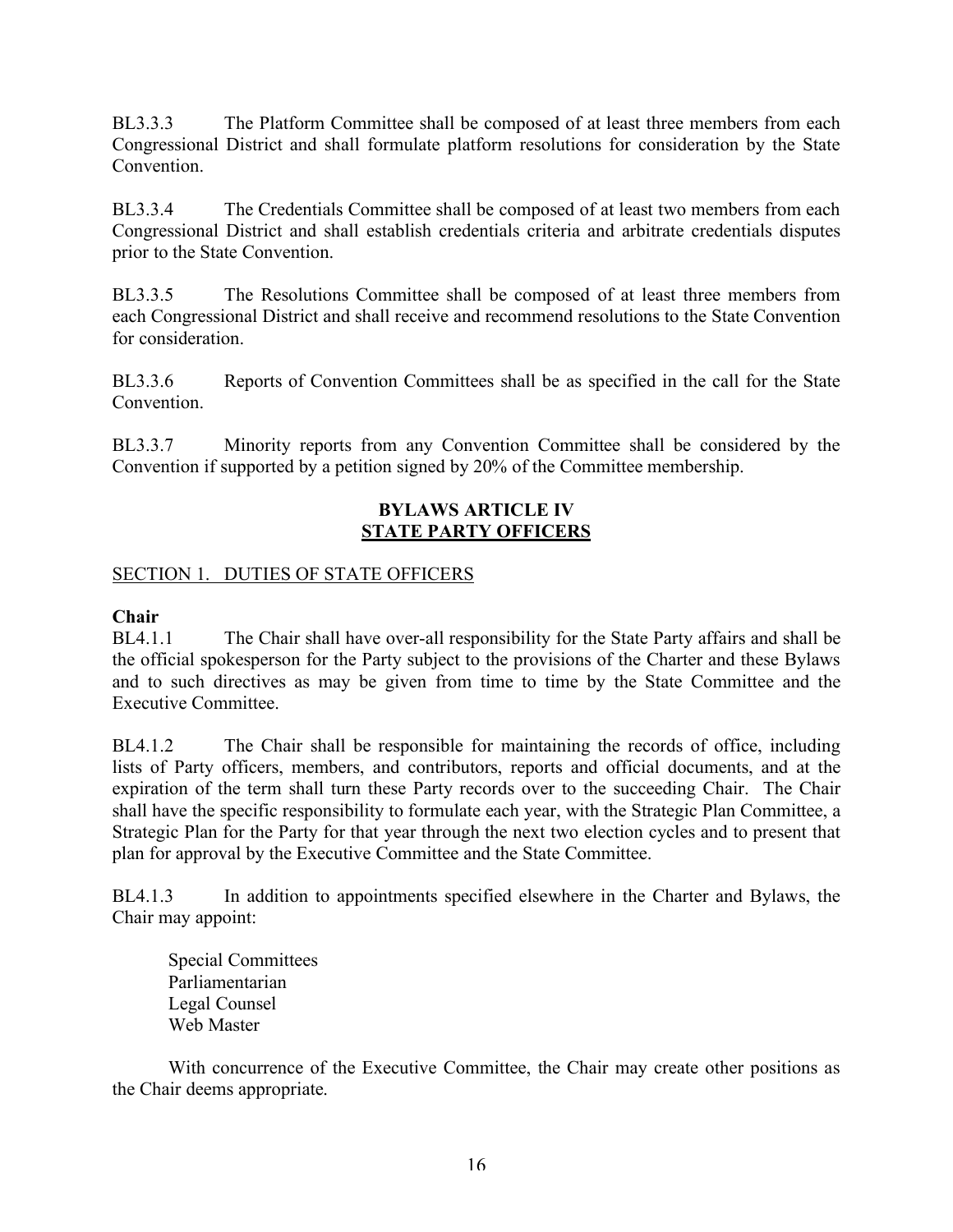BL3.3.3 The Platform Committee shall be composed of at least three members from each Congressional District and shall formulate platform resolutions for consideration by the State Convention.

BL3.3.4 The Credentials Committee shall be composed of at least two members from each Congressional District and shall establish credentials criteria and arbitrate credentials disputes prior to the State Convention.

BL3.3.5 The Resolutions Committee shall be composed of at least three members from each Congressional District and shall receive and recommend resolutions to the State Convention for consideration.

BL3.3.6 Reports of Convention Committees shall be as specified in the call for the State Convention.

BL3.3.7 Minority reports from any Convention Committee shall be considered by the Convention if supported by a petition signed by 20% of the Committee membership.

## BYLAWS ARTICLE IV
## STATE PARTY OFFICERS

### SECTION 1. DUTIES OF STATE OFFICERS

**Chair**

BL4.1.1 The Chair shall have over-all responsibility for the State Party affairs and shall be the official spokesperson for the Party subject to the provisions of the Charter and these Bylaws and to such directives as may be given from time to time by the State Committee and the Executive Committee.

BL4.1.2 The Chair shall be responsible for maintaining the records of office, including lists of Party officers, members, and contributors, reports and official documents, and at the expiration of the term shall turn these Party records over to the succeeding Chair. The Chair shall have the specific responsibility to formulate each year, with the Strategic Plan Committee, a Strategic Plan for the Party for that year through the next two election cycles and to present that plan for approval by the Executive Committee and the State Committee.

BL4.1.3 In addition to appointments specified elsewhere in the Charter and Bylaws, the Chair may appoint:

Special Committees
Parliamentarian
Legal Counsel
Web Master

With concurrence of the Executive Committee, the Chair may create other positions as the Chair deems appropriate.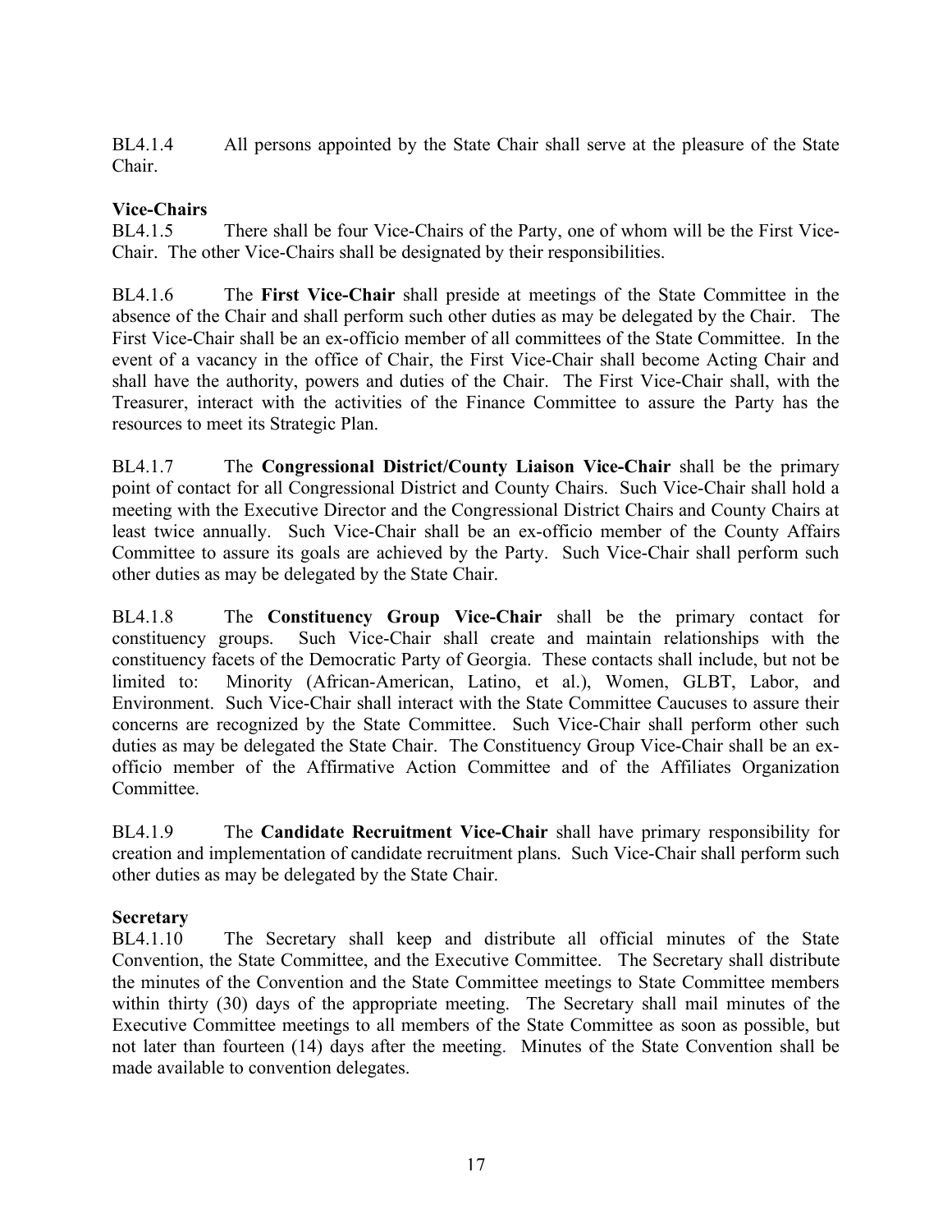BL4.1.4 All persons appointed by the State Chair shall serve at the pleasure of the State Chair.

**Vice-Chairs**

BL4.1.5 There shall be four Vice-Chairs of the Party, one of whom will be the First Vice-Chair. The other Vice-Chairs shall be designated by their responsibilities.

BL4.1.6 The **First Vice-Chair** shall preside at meetings of the State Committee in the absence of the Chair and shall perform such other duties as may be delegated by the Chair. The First Vice-Chair shall be an ex-officio member of all committees of the State Committee. In the event of a vacancy in the office of Chair, the First Vice-Chair shall become Acting Chair and shall have the authority, powers and duties of the Chair. The First Vice-Chair shall, with the Treasurer, interact with the activities of the Finance Committee to assure the Party has the resources to meet its Strategic Plan.

BL4.1.7 The **Congressional District/County Liaison Vice-Chair** shall be the primary point of contact for all Congressional District and County Chairs. Such Vice-Chair shall hold a meeting with the Executive Director and the Congressional District Chairs and County Chairs at least twice annually. Such Vice-Chair shall be an ex-officio member of the County Affairs Committee to assure its goals are achieved by the Party. Such Vice-Chair shall perform such other duties as may be delegated by the State Chair.

BL4.1.8 The **Constituency Group Vice-Chair** shall be the primary contact for constituency groups. Such Vice-Chair shall create and maintain relationships with the constituency facets of the Democratic Party of Georgia. These contacts shall include, but not be limited to: Minority (African-American, Latino, et al.), Women, GLBT, Labor, and Environment. Such Vice-Chair shall interact with the State Committee Caucuses to assure their concerns are recognized by the State Committee. Such Vice-Chair shall perform other such duties as may be delegated the State Chair. The Constituency Group Vice-Chair shall be an ex-officio member of the Affirmative Action Committee and of the Affiliates Organization Committee.

BL4.1.9 The **Candidate Recruitment Vice-Chair** shall have primary responsibility for creation and implementation of candidate recruitment plans. Such Vice-Chair shall perform such other duties as may be delegated by the State Chair.

**Secretary**

BL4.1.10 The Secretary shall keep and distribute all official minutes of the State Convention, the State Committee, and the Executive Committee. The Secretary shall distribute the minutes of the Convention and the State Committee meetings to State Committee members within thirty (30) days of the appropriate meeting. The Secretary shall mail minutes of the Executive Committee meetings to all members of the State Committee as soon as possible, but not later than fourteen (14) days after the meeting. Minutes of the State Convention shall be made available to convention delegates.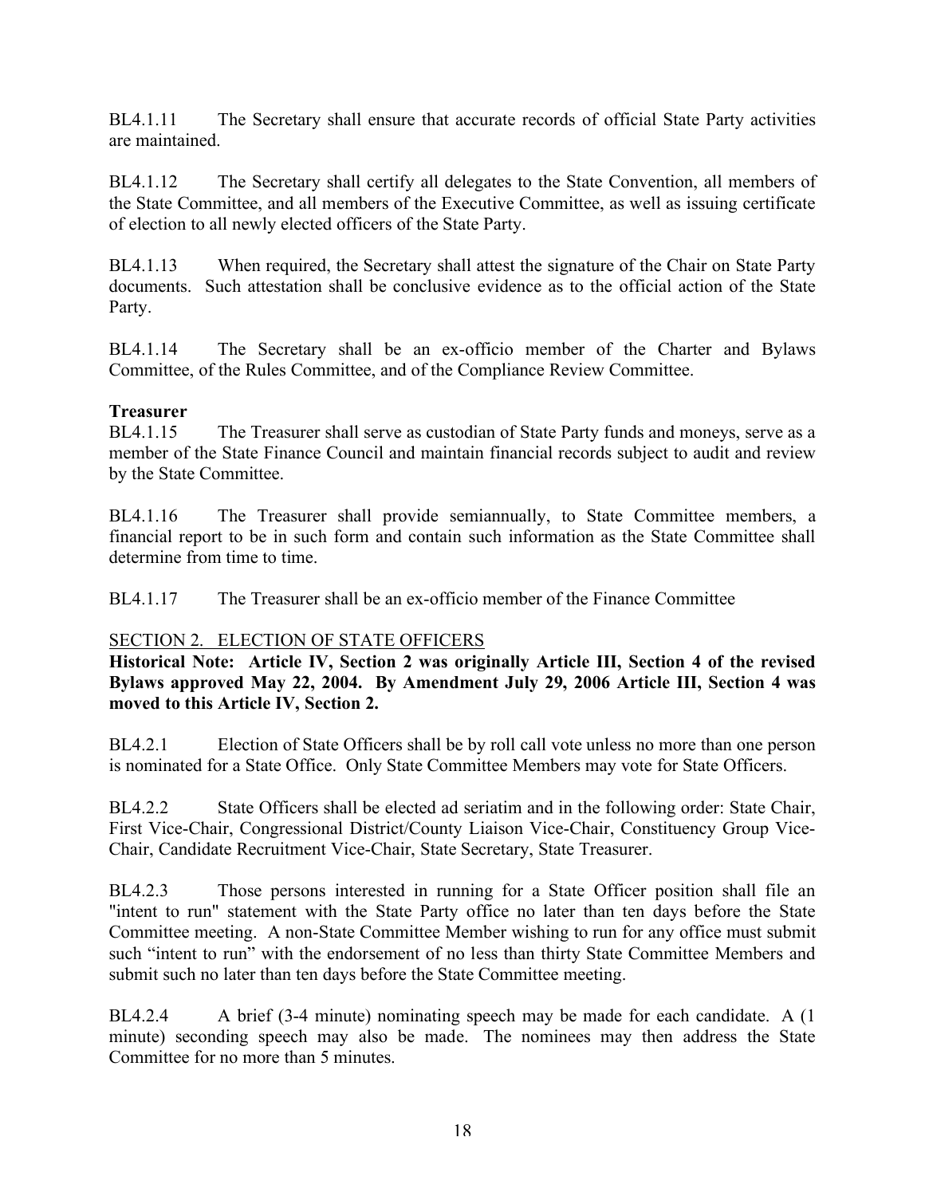BL4.1.11 The Secretary shall ensure that accurate records of official State Party activities are maintained.

BL4.1.12 The Secretary shall certify all delegates to the State Convention, all members of the State Committee, and all members of the Executive Committee, as well as issuing certificate of election to all newly elected officers of the State Party.

BL4.1.13 When required, the Secretary shall attest the signature of the Chair on State Party documents. Such attestation shall be conclusive evidence as to the official action of the State Party.

BL4.1.14 The Secretary shall be an ex-officio member of the Charter and Bylaws Committee, of the Rules Committee, and of the Compliance Review Committee.

**Treasurer**

BL4.1.15 The Treasurer shall serve as custodian of State Party funds and moneys, serve as a member of the State Finance Council and maintain financial records subject to audit and review by the State Committee.

BL4.1.16 The Treasurer shall provide semiannually, to State Committee members, a financial report to be in such form and contain such information as the State Committee shall determine from time to time.

BL4.1.17 The Treasurer shall be an ex-officio member of the Finance Committee

<u>SECTION 2. ELECTION OF STATE OFFICERS</u>

**Historical Note: Article IV, Section 2 was originally Article III, Section 4 of the revised Bylaws approved May 22, 2004. By Amendment July 29, 2006 Article III, Section 4 was moved to this Article IV, Section 2.**

BL4.2.1 Election of State Officers shall be by roll call vote unless no more than one person is nominated for a State Office. Only State Committee Members may vote for State Officers.

BL4.2.2 State Officers shall be elected ad seriatim and in the following order: State Chair, First Vice-Chair, Congressional District/County Liaison Vice-Chair, Constituency Group Vice-Chair, Candidate Recruitment Vice-Chair, State Secretary, State Treasurer.

BL4.2.3 Those persons interested in running for a State Officer position shall file an "intent to run" statement with the State Party office no later than ten days before the State Committee meeting. A non-State Committee Member wishing to run for any office must submit such "intent to run" with the endorsement of no less than thirty State Committee Members and submit such no later than ten days before the State Committee meeting.

BL4.2.4 A brief (3-4 minute) nominating speech may be made for each candidate. A (1 minute) seconding speech may also be made. The nominees may then address the State Committee for no more than 5 minutes.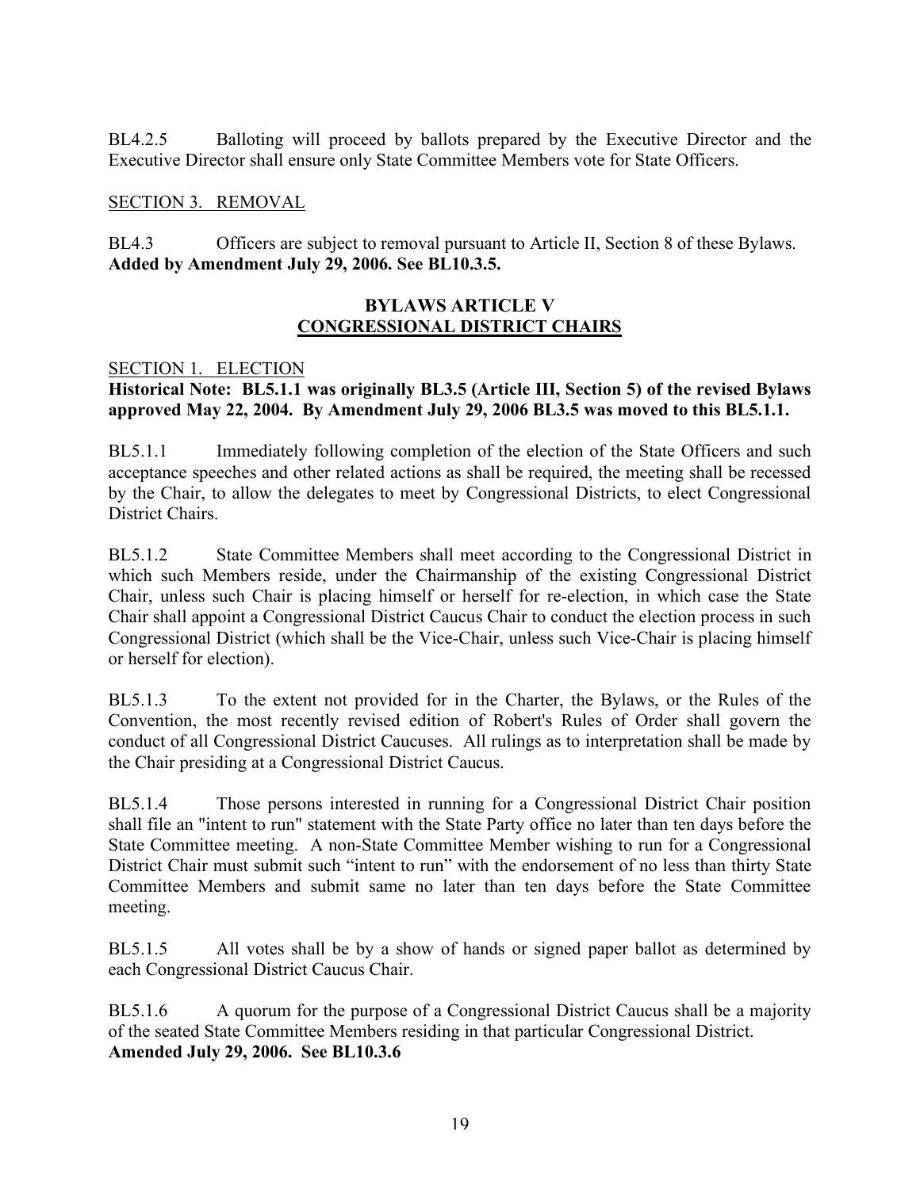BL4.2.5 Balloting will proceed by ballots prepared by the Executive Director and the Executive Director shall ensure only State Committee Members vote for State Officers.

SECTION 3. REMOVAL

BL4.3 Officers are subject to removal pursuant to Article II, Section 8 of these Bylaws. **Added by Amendment July 29, 2006. See BL10.3.5.**

## BYLAWS ARTICLE V
## CONGRESSIONAL DISTRICT CHAIRS

SECTION 1. ELECTION

**Historical Note: BL5.1.1 was originally BL3.5 (Article III, Section 5) of the revised Bylaws approved May 22, 2004. By Amendment July 29, 2006 BL3.5 was moved to this BL5.1.1.**

BL5.1.1 Immediately following completion of the election of the State Officers and such acceptance speeches and other related actions as shall be required, the meeting shall be recessed by the Chair, to allow the delegates to meet by Congressional Districts, to elect Congressional District Chairs.

BL5.1.2 State Committee Members shall meet according to the Congressional District in which such Members reside, under the Chairmanship of the existing Congressional District Chair, unless such Chair is placing himself or herself for re-election, in which case the State Chair shall appoint a Congressional District Caucus Chair to conduct the election process in such Congressional District (which shall be the Vice-Chair, unless such Vice-Chair is placing himself or herself for election).

BL5.1.3 To the extent not provided for in the Charter, the Bylaws, or the Rules of the Convention, the most recently revised edition of Robert's Rules of Order shall govern the conduct of all Congressional District Caucuses. All rulings as to interpretation shall be made by the Chair presiding at a Congressional District Caucus.

BL5.1.4 Those persons interested in running for a Congressional District Chair position shall file an "intent to run" statement with the State Party office no later than ten days before the State Committee meeting. A non-State Committee Member wishing to run for a Congressional District Chair must submit such "intent to run" with the endorsement of no less than thirty State Committee Members and submit same no later than ten days before the State Committee meeting.

BL5.1.5 All votes shall be by a show of hands or signed paper ballot as determined by each Congressional District Caucus Chair.

BL5.1.6 A quorum for the purpose of a Congressional District Caucus shall be a majority of the seated State Committee Members residing in that particular Congressional District. **Amended July 29, 2006. See BL10.3.6**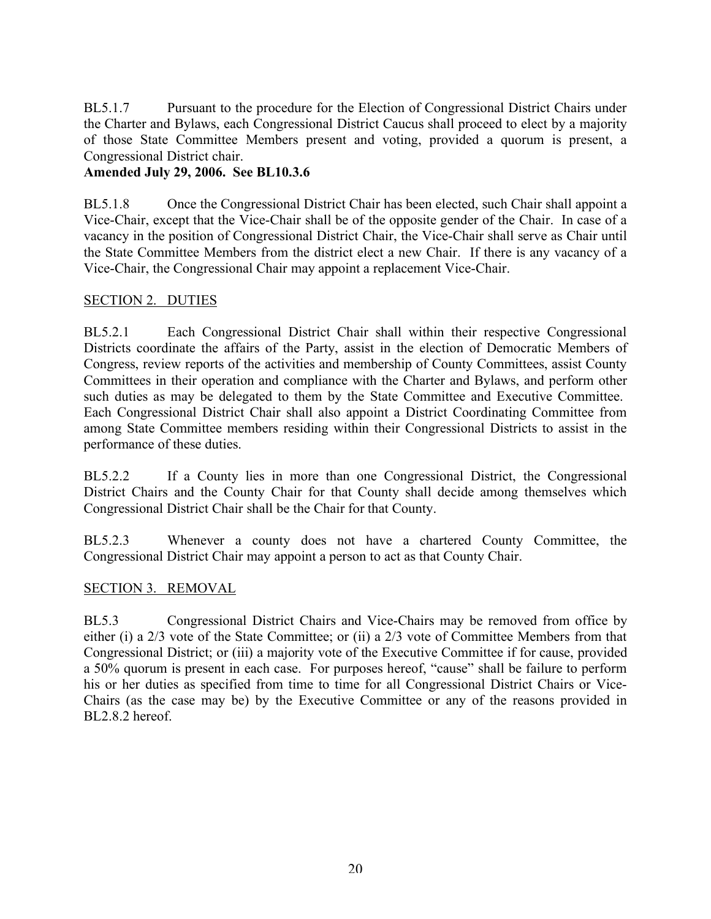BL5.1.7 Pursuant to the procedure for the Election of Congressional District Chairs under the Charter and Bylaws, each Congressional District Caucus shall proceed to elect by a majority of those State Committee Members present and voting, provided a quorum is present, a Congressional District chair.

**Amended July 29, 2006. See BL10.3.6**

BL5.1.8 Once the Congressional District Chair has been elected, such Chair shall appoint a Vice-Chair, except that the Vice-Chair shall be of the opposite gender of the Chair. In case of a vacancy in the position of Congressional District Chair, the Vice-Chair shall serve as Chair until the State Committee Members from the district elect a new Chair. If there is any vacancy of a Vice-Chair, the Congressional Chair may appoint a replacement Vice-Chair.

## SECTION 2. DUTIES

BL5.2.1 Each Congressional District Chair shall within their respective Congressional Districts coordinate the affairs of the Party, assist in the election of Democratic Members of Congress, review reports of the activities and membership of County Committees, assist County Committees in their operation and compliance with the Charter and Bylaws, and perform other such duties as may be delegated to them by the State Committee and Executive Committee. Each Congressional District Chair shall also appoint a District Coordinating Committee from among State Committee members residing within their Congressional Districts to assist in the performance of these duties.

BL5.2.2 If a County lies in more than one Congressional District, the Congressional District Chairs and the County Chair for that County shall decide among themselves which Congressional District Chair shall be the Chair for that County.

BL5.2.3 Whenever a county does not have a chartered County Committee, the Congressional District Chair may appoint a person to act as that County Chair.

## SECTION 3. REMOVAL

BL5.3 Congressional District Chairs and Vice-Chairs may be removed from office by either (i) a 2/3 vote of the State Committee; or (ii) a 2/3 vote of Committee Members from that Congressional District; or (iii) a majority vote of the Executive Committee if for cause, provided a 50% quorum is present in each case. For purposes hereof, "cause" shall be failure to perform his or her duties as specified from time to time for all Congressional District Chairs or Vice-Chairs (as the case may be) by the Executive Committee or any of the reasons provided in BL2.8.2 hereof.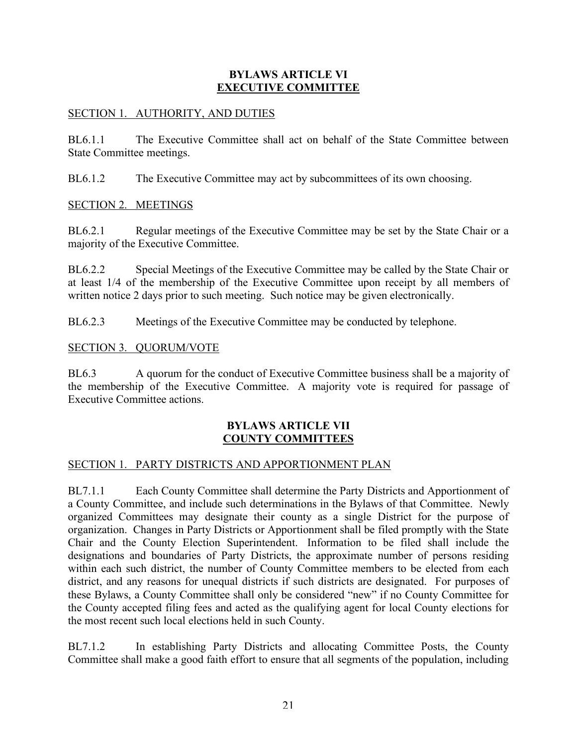## BYLAWS ARTICLE VI
## EXECUTIVE COMMITTEE

### SECTION 1. AUTHORITY, AND DUTIES

BL6.1.1 The Executive Committee shall act on behalf of the State Committee between State Committee meetings.

BL6.1.2 The Executive Committee may act by subcommittees of its own choosing.

### SECTION 2. MEETINGS

BL6.2.1 Regular meetings of the Executive Committee may be set by the State Chair or a majority of the Executive Committee.

BL6.2.2 Special Meetings of the Executive Committee may be called by the State Chair or at least 1/4 of the membership of the Executive Committee upon receipt by all members of written notice 2 days prior to such meeting. Such notice may be given electronically.

BL6.2.3 Meetings of the Executive Committee may be conducted by telephone.

### SECTION 3. QUORUM/VOTE

BL6.3 A quorum for the conduct of Executive Committee business shall be a majority of the membership of the Executive Committee. A majority vote is required for passage of Executive Committee actions.

## BYLAWS ARTICLE VII
## COUNTY COMMITTEES

### SECTION 1. PARTY DISTRICTS AND APPORTIONMENT PLAN

BL7.1.1 Each County Committee shall determine the Party Districts and Apportionment of a County Committee, and include such determinations in the Bylaws of that Committee. Newly organized Committees may designate their county as a single District for the purpose of organization. Changes in Party Districts or Apportionment shall be filed promptly with the State Chair and the County Election Superintendent. Information to be filed shall include the designations and boundaries of Party Districts, the approximate number of persons residing within each such district, the number of County Committee members to be elected from each district, and any reasons for unequal districts if such districts are designated. For purposes of these Bylaws, a County Committee shall only be considered "new" if no County Committee for the County accepted filing fees and acted as the qualifying agent for local County elections for the most recent such local elections held in such County.

BL7.1.2 In establishing Party Districts and allocating Committee Posts, the County Committee shall make a good faith effort to ensure that all segments of the population, including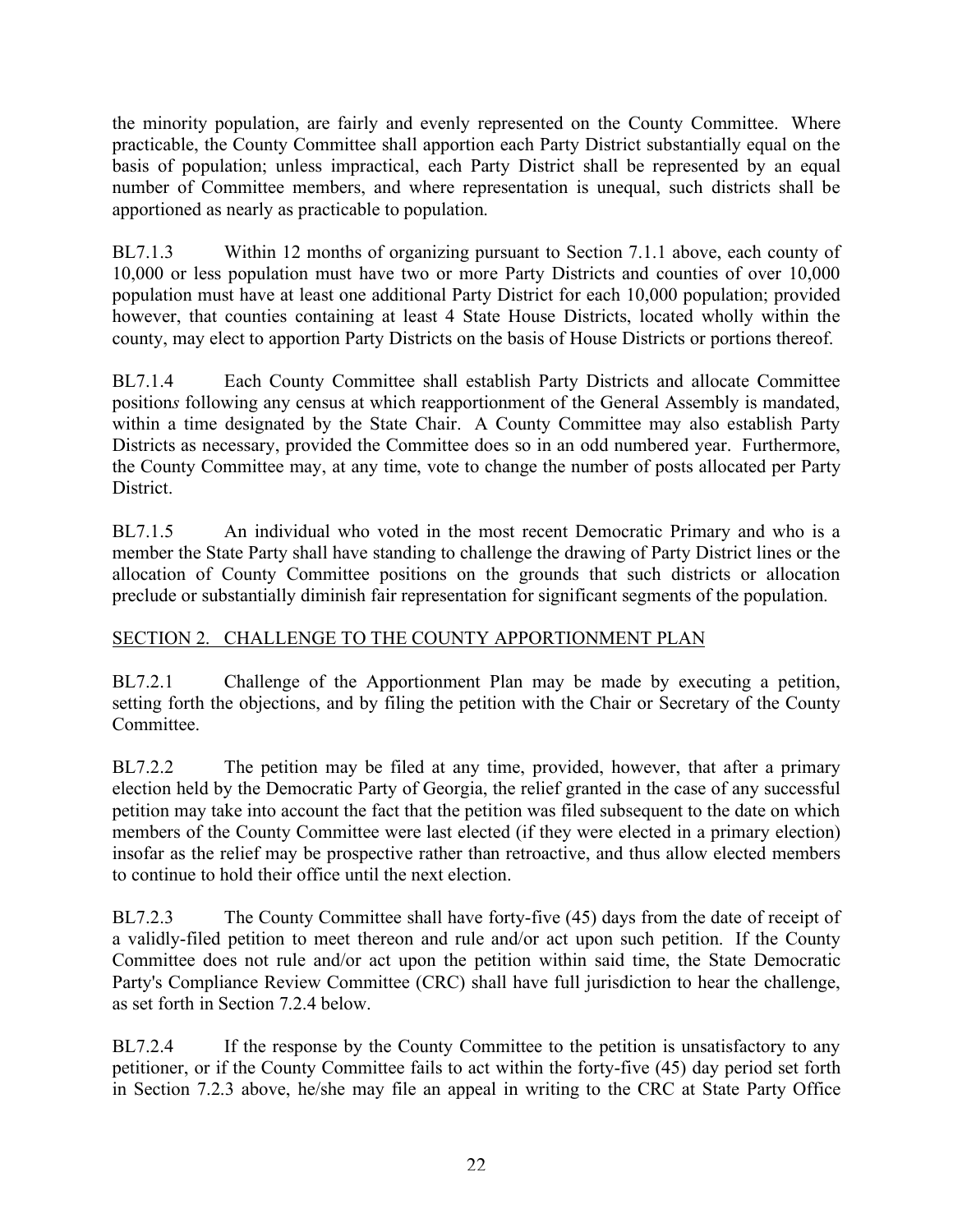the minority population, are fairly and evenly represented on the County Committee. Where practicable, the County Committee shall apportion each Party District substantially equal on the basis of population; unless impractical, each Party District shall be represented by an equal number of Committee members, and where representation is unequal, such districts shall be apportioned as nearly as practicable to population.

BL7.1.3 Within 12 months of organizing pursuant to Section 7.1.1 above, each county of 10,000 or less population must have two or more Party Districts and counties of over 10,000 population must have at least one additional Party District for each 10,000 population; provided however, that counties containing at least 4 State House Districts, located wholly within the county, may elect to apportion Party Districts on the basis of House Districts or portions thereof.

BL7.1.4 Each County Committee shall establish Party Districts and allocate Committee position*s* following any census at which reapportionment of the General Assembly is mandated, within a time designated by the State Chair. A County Committee may also establish Party Districts as necessary, provided the Committee does so in an odd numbered year. Furthermore, the County Committee may, at any time, vote to change the number of posts allocated per Party District.

BL7.1.5 An individual who voted in the most recent Democratic Primary and who is a member the State Party shall have standing to challenge the drawing of Party District lines or the allocation of County Committee positions on the grounds that such districts or allocation preclude or substantially diminish fair representation for significant segments of the population.

## SECTION 2. CHALLENGE TO THE COUNTY APPORTIONMENT PLAN

BL7.2.1 Challenge of the Apportionment Plan may be made by executing a petition, setting forth the objections, and by filing the petition with the Chair or Secretary of the County Committee.

BL7.2.2 The petition may be filed at any time, provided, however, that after a primary election held by the Democratic Party of Georgia, the relief granted in the case of any successful petition may take into account the fact that the petition was filed subsequent to the date on which members of the County Committee were last elected (if they were elected in a primary election) insofar as the relief may be prospective rather than retroactive, and thus allow elected members to continue to hold their office until the next election.

BL7.2.3 The County Committee shall have forty-five (45) days from the date of receipt of a validly-filed petition to meet thereon and rule and/or act upon such petition. If the County Committee does not rule and/or act upon the petition within said time, the State Democratic Party's Compliance Review Committee (CRC) shall have full jurisdiction to hear the challenge, as set forth in Section 7.2.4 below.

BL7.2.4 If the response by the County Committee to the petition is unsatisfactory to any petitioner, or if the County Committee fails to act within the forty-five (45) day period set forth in Section 7.2.3 above, he/she may file an appeal in writing to the CRC at State Party Office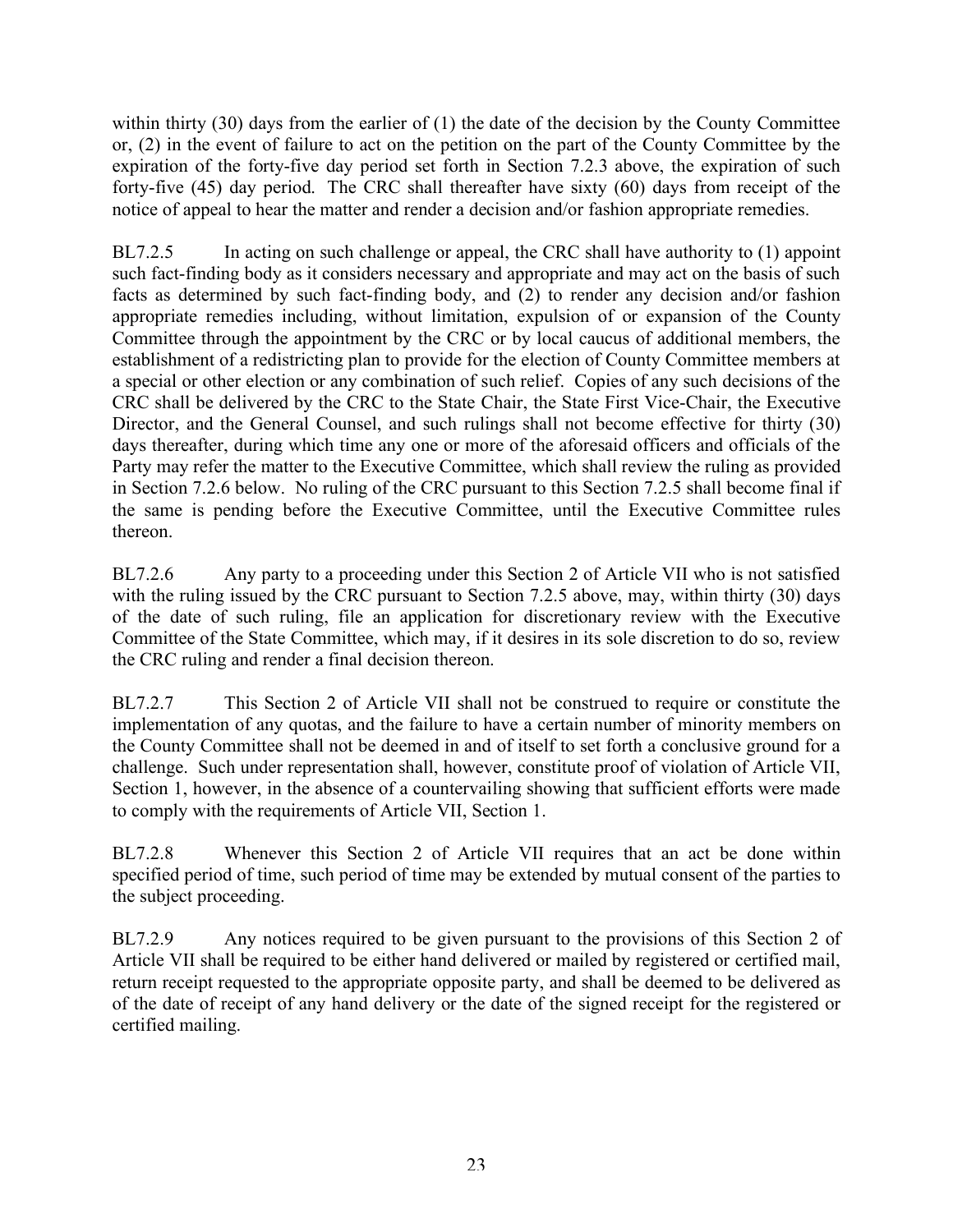within thirty (30) days from the earlier of (1) the date of the decision by the County Committee or, (2) in the event of failure to act on the petition on the part of the County Committee by the expiration of the forty-five day period set forth in Section 7.2.3 above, the expiration of such forty-five (45) day period. The CRC shall thereafter have sixty (60) days from receipt of the notice of appeal to hear the matter and render a decision and/or fashion appropriate remedies.

BL7.2.5 In acting on such challenge or appeal, the CRC shall have authority to (1) appoint such fact-finding body as it considers necessary and appropriate and may act on the basis of such facts as determined by such fact-finding body, and (2) to render any decision and/or fashion appropriate remedies including, without limitation, expulsion of or expansion of the County Committee through the appointment by the CRC or by local caucus of additional members, the establishment of a redistricting plan to provide for the election of County Committee members at a special or other election or any combination of such relief. Copies of any such decisions of the CRC shall be delivered by the CRC to the State Chair, the State First Vice-Chair, the Executive Director, and the General Counsel, and such rulings shall not become effective for thirty (30) days thereafter, during which time any one or more of the aforesaid officers and officials of the Party may refer the matter to the Executive Committee, which shall review the ruling as provided in Section 7.2.6 below. No ruling of the CRC pursuant to this Section 7.2.5 shall become final if the same is pending before the Executive Committee, until the Executive Committee rules thereon.

BL7.2.6 Any party to a proceeding under this Section 2 of Article VII who is not satisfied with the ruling issued by the CRC pursuant to Section 7.2.5 above, may, within thirty (30) days of the date of such ruling, file an application for discretionary review with the Executive Committee of the State Committee, which may, if it desires in its sole discretion to do so, review the CRC ruling and render a final decision thereon.

BL7.2.7 This Section 2 of Article VII shall not be construed to require or constitute the implementation of any quotas, and the failure to have a certain number of minority members on the County Committee shall not be deemed in and of itself to set forth a conclusive ground for a challenge. Such under representation shall, however, constitute proof of violation of Article VII, Section 1, however, in the absence of a countervailing showing that sufficient efforts were made to comply with the requirements of Article VII, Section 1.

BL7.2.8 Whenever this Section 2 of Article VII requires that an act be done within specified period of time, such period of time may be extended by mutual consent of the parties to the subject proceeding.

BL7.2.9 Any notices required to be given pursuant to the provisions of this Section 2 of Article VII shall be required to be either hand delivered or mailed by registered or certified mail, return receipt requested to the appropriate opposite party, and shall be deemed to be delivered as of the date of receipt of any hand delivery or the date of the signed receipt for the registered or certified mailing.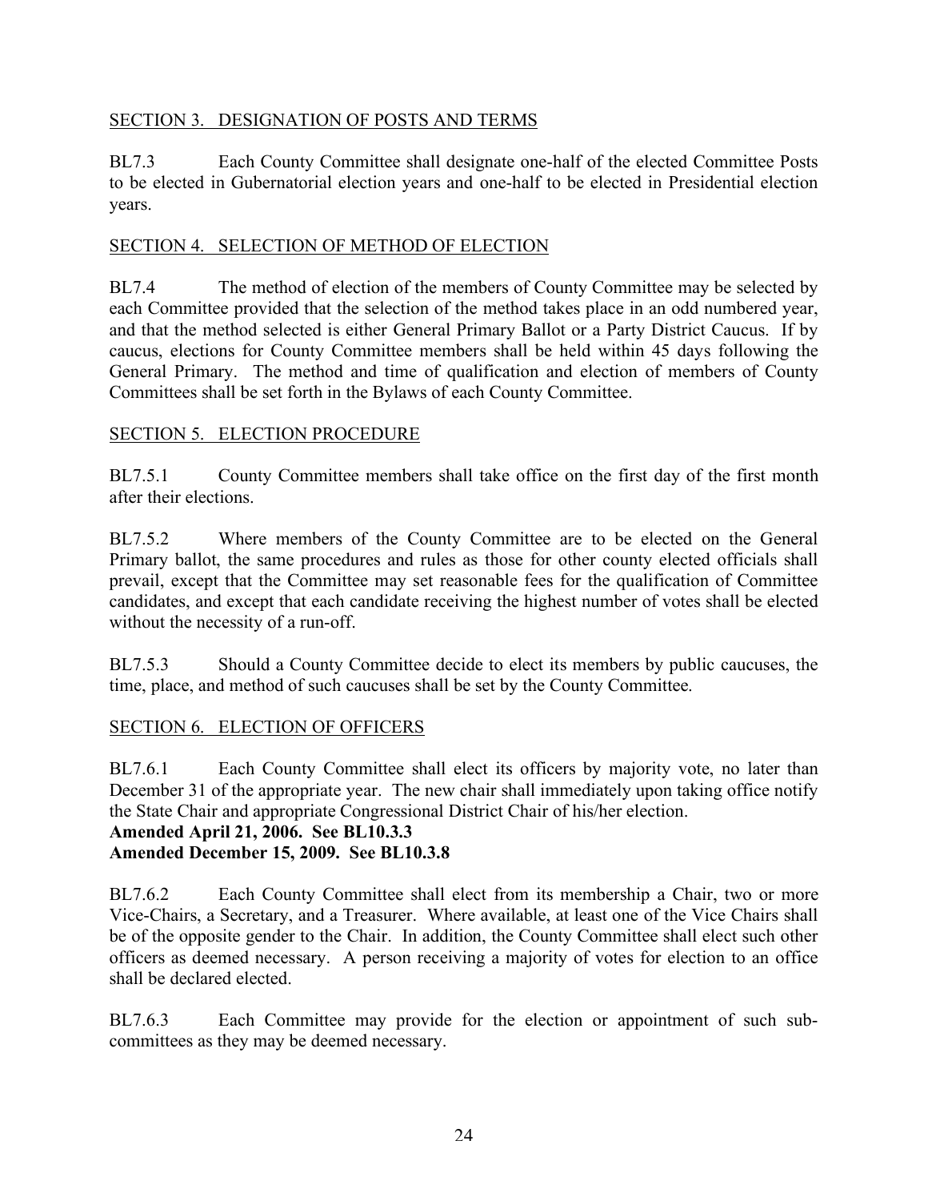SECTION 3. DESIGNATION OF POSTS AND TERMS

BL7.3 Each County Committee shall designate one-half of the elected Committee Posts to be elected in Gubernatorial election years and one-half to be elected in Presidential election years.

SECTION 4. SELECTION OF METHOD OF ELECTION

BL7.4 The method of election of the members of County Committee may be selected by each Committee provided that the selection of the method takes place in an odd numbered year, and that the method selected is either General Primary Ballot or a Party District Caucus. If by caucus, elections for County Committee members shall be held within 45 days following the General Primary. The method and time of qualification and election of members of County Committees shall be set forth in the Bylaws of each County Committee.

SECTION 5. ELECTION PROCEDURE

BL7.5.1 County Committee members shall take office on the first day of the first month after their elections.

BL7.5.2 Where members of the County Committee are to be elected on the General Primary ballot, the same procedures and rules as those for other county elected officials shall prevail, except that the Committee may set reasonable fees for the qualification of Committee candidates, and except that each candidate receiving the highest number of votes shall be elected without the necessity of a run-off.

BL7.5.3 Should a County Committee decide to elect its members by public caucuses, the time, place, and method of such caucuses shall be set by the County Committee.

SECTION 6. ELECTION OF OFFICERS

BL7.6.1 Each County Committee shall elect its officers by majority vote, no later than December 31 of the appropriate year. The new chair shall immediately upon taking office notify the State Chair and appropriate Congressional District Chair of his/her election.
**Amended April 21, 2006. See BL10.3.3**
**Amended December 15, 2009. See BL10.3.8**

BL7.6.2 Each County Committee shall elect from its membership a Chair, two or more Vice-Chairs, a Secretary, and a Treasurer. Where available, at least one of the Vice Chairs shall be of the opposite gender to the Chair. In addition, the County Committee shall elect such other officers as deemed necessary. A person receiving a majority of votes for election to an office shall be declared elected.

BL7.6.3 Each Committee may provide for the election or appointment of such sub-committees as they may be deemed necessary.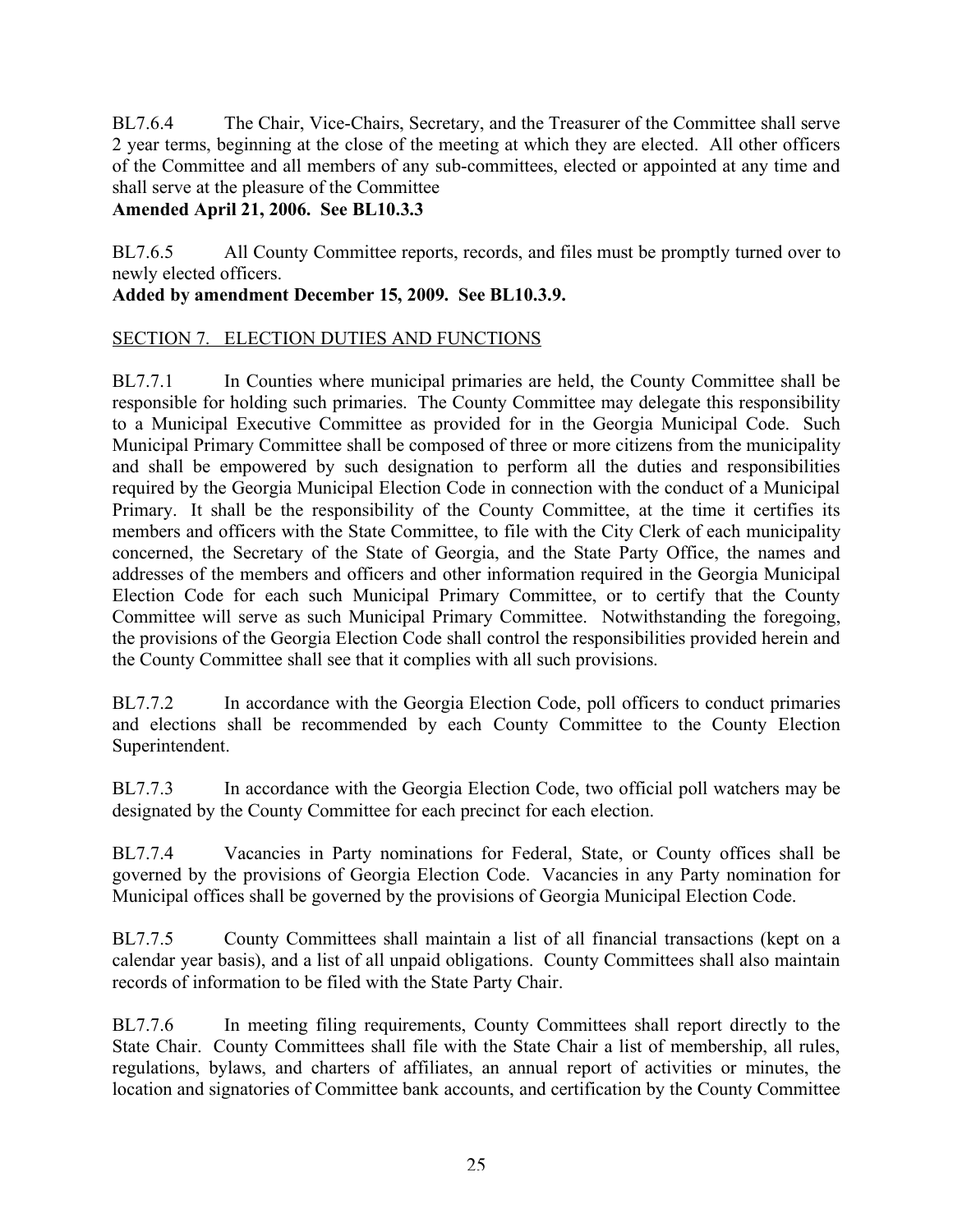BL7.6.4 The Chair, Vice-Chairs, Secretary, and the Treasurer of the Committee shall serve 2 year terms, beginning at the close of the meeting at which they are elected. All other officers of the Committee and all members of any sub-committees, elected or appointed at any time and shall serve at the pleasure of the Committee

**Amended April 21, 2006. See BL10.3.3**

BL7.6.5 All County Committee reports, records, and files must be promptly turned over to newly elected officers.

**Added by amendment December 15, 2009. See BL10.3.9.**

SECTION 7. ELECTION DUTIES AND FUNCTIONS

BL7.7.1 In Counties where municipal primaries are held, the County Committee shall be responsible for holding such primaries. The County Committee may delegate this responsibility to a Municipal Executive Committee as provided for in the Georgia Municipal Code. Such Municipal Primary Committee shall be composed of three or more citizens from the municipality and shall be empowered by such designation to perform all the duties and responsibilities required by the Georgia Municipal Election Code in connection with the conduct of a Municipal Primary. It shall be the responsibility of the County Committee, at the time it certifies its members and officers with the State Committee, to file with the City Clerk of each municipality concerned, the Secretary of the State of Georgia, and the State Party Office, the names and addresses of the members and officers and other information required in the Georgia Municipal Election Code for each such Municipal Primary Committee, or to certify that the County Committee will serve as such Municipal Primary Committee. Notwithstanding the foregoing, the provisions of the Georgia Election Code shall control the responsibilities provided herein and the County Committee shall see that it complies with all such provisions.

BL7.7.2 In accordance with the Georgia Election Code, poll officers to conduct primaries and elections shall be recommended by each County Committee to the County Election Superintendent.

BL7.7.3 In accordance with the Georgia Election Code, two official poll watchers may be designated by the County Committee for each precinct for each election.

BL7.7.4 Vacancies in Party nominations for Federal, State, or County offices shall be governed by the provisions of Georgia Election Code. Vacancies in any Party nomination for Municipal offices shall be governed by the provisions of Georgia Municipal Election Code.

BL7.7.5 County Committees shall maintain a list of all financial transactions (kept on a calendar year basis), and a list of all unpaid obligations. County Committees shall also maintain records of information to be filed with the State Party Chair.

BL7.7.6 In meeting filing requirements, County Committees shall report directly to the State Chair. County Committees shall file with the State Chair a list of membership, all rules, regulations, bylaws, and charters of affiliates, an annual report of activities or minutes, the location and signatories of Committee bank accounts, and certification by the County Committee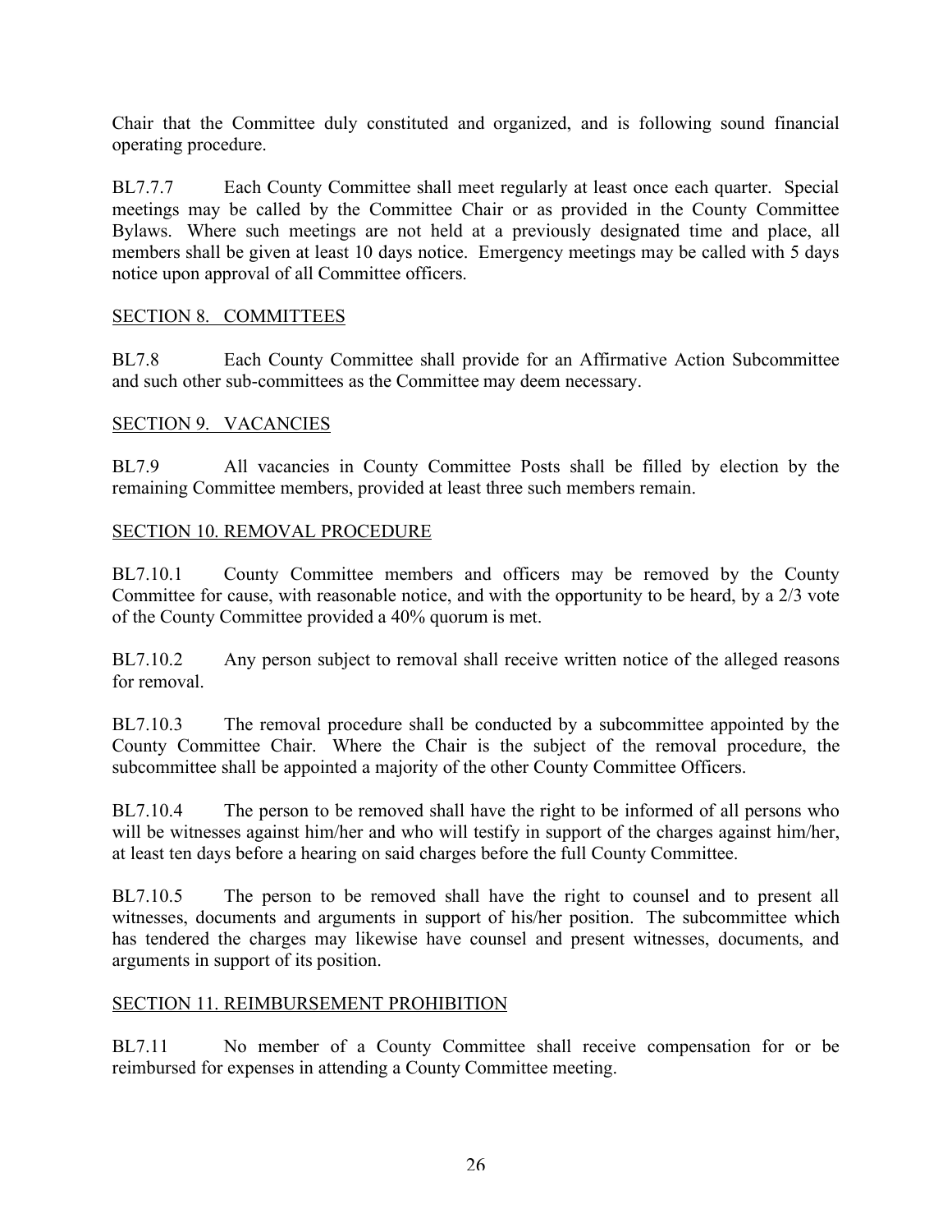Chair that the Committee duly constituted and organized, and is following sound financial operating procedure.

BL7.7.7 Each County Committee shall meet regularly at least once each quarter. Special meetings may be called by the Committee Chair or as provided in the County Committee Bylaws. Where such meetings are not held at a previously designated time and place, all members shall be given at least 10 days notice. Emergency meetings may be called with 5 days notice upon approval of all Committee officers.

## SECTION 8. COMMITTEES

BL7.8 Each County Committee shall provide for an Affirmative Action Subcommittee and such other sub-committees as the Committee may deem necessary.

## SECTION 9. VACANCIES

BL7.9 All vacancies in County Committee Posts shall be filled by election by the remaining Committee members, provided at least three such members remain.

## SECTION 10. REMOVAL PROCEDURE

BL7.10.1 County Committee members and officers may be removed by the County Committee for cause, with reasonable notice, and with the opportunity to be heard, by a 2/3 vote of the County Committee provided a 40% quorum is met.

BL7.10.2 Any person subject to removal shall receive written notice of the alleged reasons for removal.

BL7.10.3 The removal procedure shall be conducted by a subcommittee appointed by the County Committee Chair. Where the Chair is the subject of the removal procedure, the subcommittee shall be appointed a majority of the other County Committee Officers.

BL7.10.4 The person to be removed shall have the right to be informed of all persons who will be witnesses against him/her and who will testify in support of the charges against him/her, at least ten days before a hearing on said charges before the full County Committee.

BL7.10.5 The person to be removed shall have the right to counsel and to present all witnesses, documents and arguments in support of his/her position. The subcommittee which has tendered the charges may likewise have counsel and present witnesses, documents, and arguments in support of its position.

## SECTION 11. REIMBURSEMENT PROHIBITION

BL7.11 No member of a County Committee shall receive compensation for or be reimbursed for expenses in attending a County Committee meeting.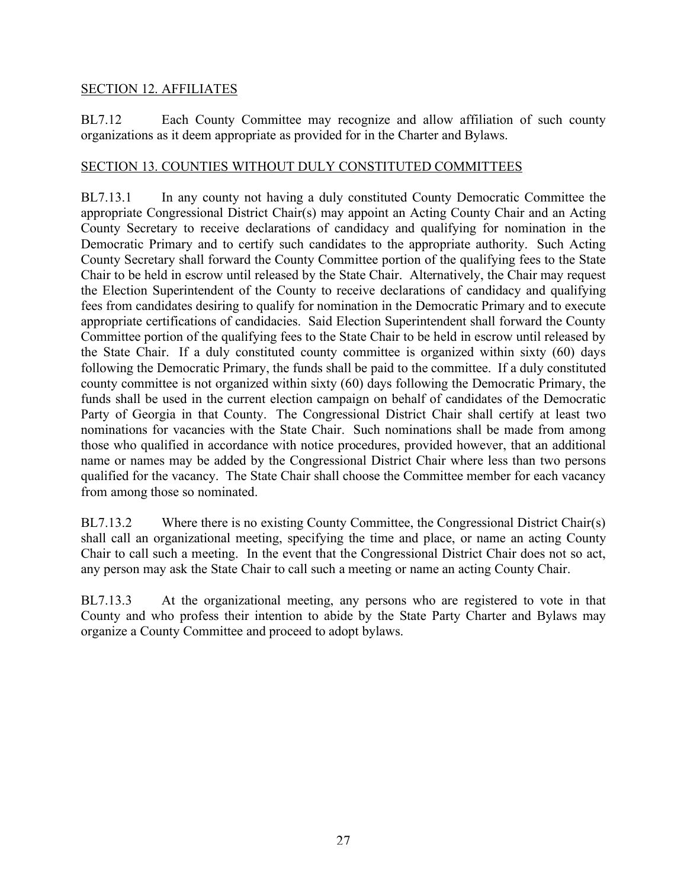SECTION 12. AFFILIATES

BL7.12 Each County Committee may recognize and allow affiliation of such county organizations as it deem appropriate as provided for in the Charter and Bylaws.

SECTION 13. COUNTIES WITHOUT DULY CONSTITUTED COMMITTEES

BL7.13.1 In any county not having a duly constituted County Democratic Committee the appropriate Congressional District Chair(s) may appoint an Acting County Chair and an Acting County Secretary to receive declarations of candidacy and qualifying for nomination in the Democratic Primary and to certify such candidates to the appropriate authority. Such Acting County Secretary shall forward the County Committee portion of the qualifying fees to the State Chair to be held in escrow until released by the State Chair. Alternatively, the Chair may request the Election Superintendent of the County to receive declarations of candidacy and qualifying fees from candidates desiring to qualify for nomination in the Democratic Primary and to execute appropriate certifications of candidacies. Said Election Superintendent shall forward the County Committee portion of the qualifying fees to the State Chair to be held in escrow until released by the State Chair. If a duly constituted county committee is organized within sixty (60) days following the Democratic Primary, the funds shall be paid to the committee. If a duly constituted county committee is not organized within sixty (60) days following the Democratic Primary, the funds shall be used in the current election campaign on behalf of candidates of the Democratic Party of Georgia in that County. The Congressional District Chair shall certify at least two nominations for vacancies with the State Chair. Such nominations shall be made from among those who qualified in accordance with notice procedures, provided however, that an additional name or names may be added by the Congressional District Chair where less than two persons qualified for the vacancy. The State Chair shall choose the Committee member for each vacancy from among those so nominated.

BL7.13.2 Where there is no existing County Committee, the Congressional District Chair(s) shall call an organizational meeting, specifying the time and place, or name an acting County Chair to call such a meeting. In the event that the Congressional District Chair does not so act, any person may ask the State Chair to call such a meeting or name an acting County Chair.

BL7.13.3 At the organizational meeting, any persons who are registered to vote in that County and who profess their intention to abide by the State Party Charter and Bylaws may organize a County Committee and proceed to adopt bylaws.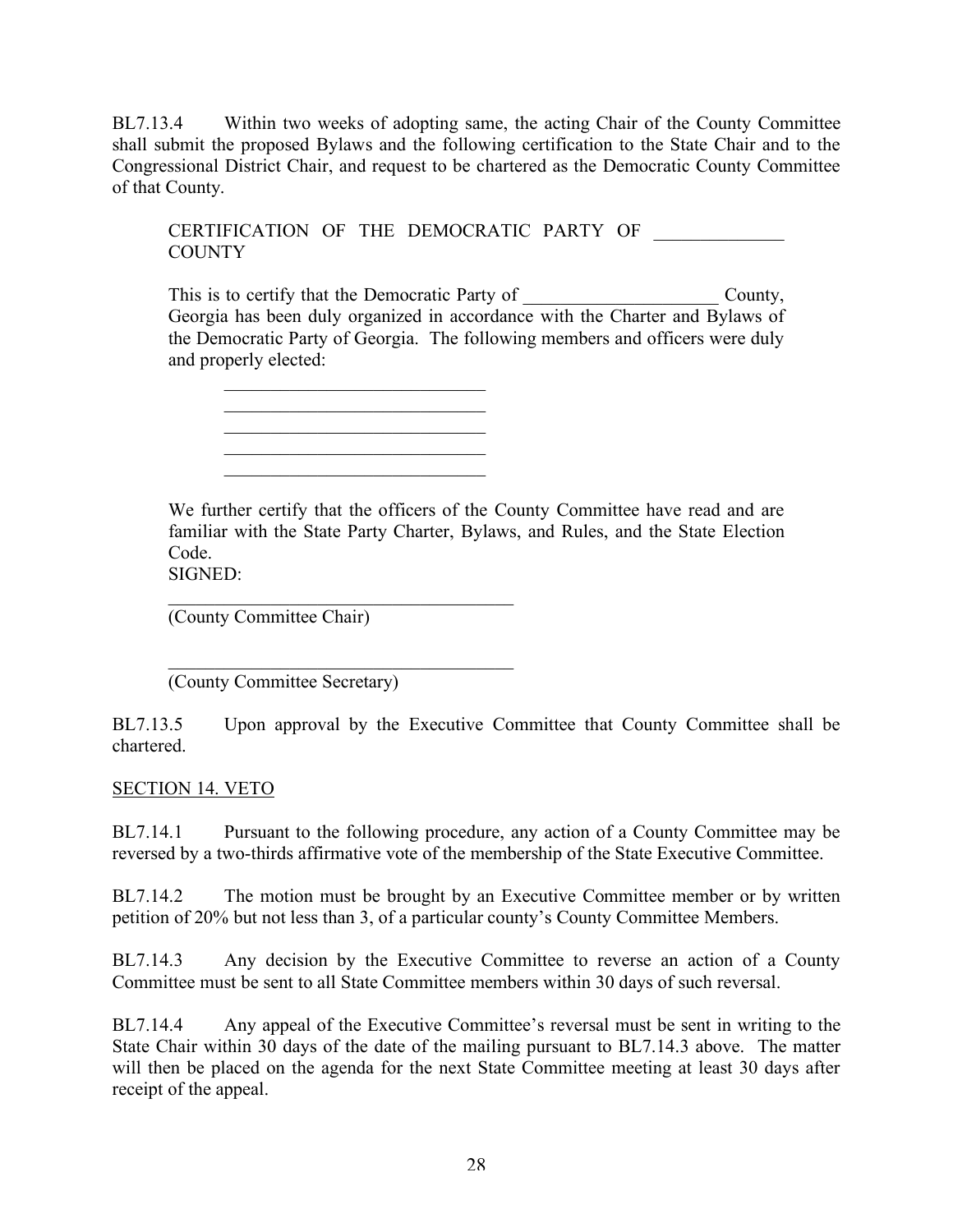BL7.13.4 Within two weeks of adopting same, the acting Chair of the County Committee shall submit the proposed Bylaws and the following certification to the State Chair and to the Congressional District Chair, and request to be chartered as the Democratic County Committee of that County.

> CERTIFICATION OF THE DEMOCRATIC PARTY OF ______________ COUNTY
>
> This is to certify that the Democratic Party of _____________________ County, Georgia has been duly organized in accordance with the Charter and Bylaws of the Democratic Party of Georgia. The following members and officers were duly and properly elected:
>
> _____________________________
> _____________________________
> _____________________________
> _____________________________
> _____________________________
>
> We further certify that the officers of the County Committee have read and are familiar with the State Party Charter, Bylaws, and Rules, and the State Election Code.
>
> SIGNED:
>
> ______________________________________
> (County Committee Chair)
>
> ______________________________________
> (County Committee Secretary)

BL7.13.5 Upon approval by the Executive Committee that County Committee shall be chartered.

SECTION 14. VETO

BL7.14.1 Pursuant to the following procedure, any action of a County Committee may be reversed by a two-thirds affirmative vote of the membership of the State Executive Committee.

BL7.14.2 The motion must be brought by an Executive Committee member or by written petition of 20% but not less than 3, of a particular county's County Committee Members.

BL7.14.3 Any decision by the Executive Committee to reverse an action of a County Committee must be sent to all State Committee members within 30 days of such reversal.

BL7.14.4 Any appeal of the Executive Committee's reversal must be sent in writing to the State Chair within 30 days of the date of the mailing pursuant to BL7.14.3 above. The matter will then be placed on the agenda for the next State Committee meeting at least 30 days after receipt of the appeal.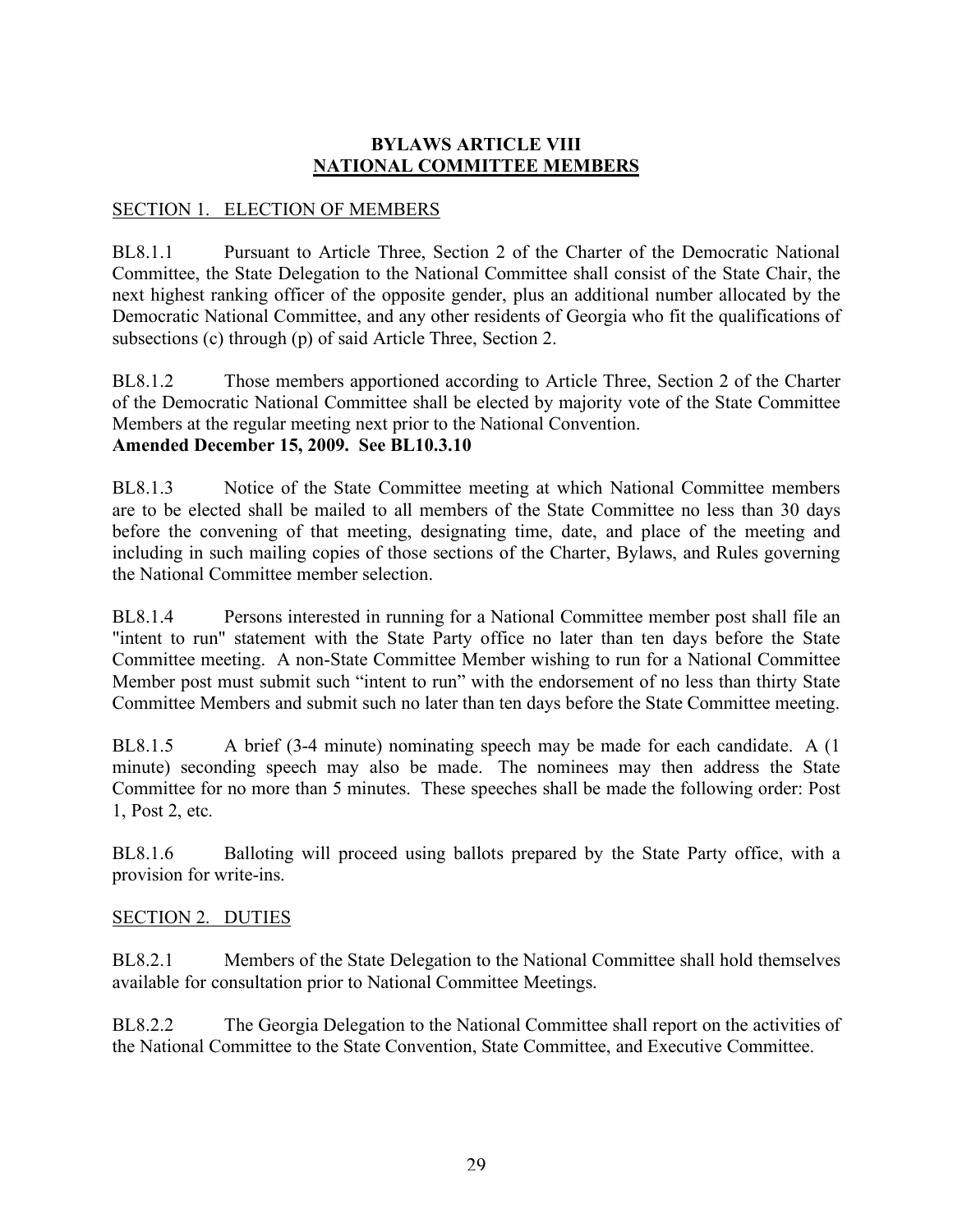# BYLAWS ARTICLE VIII
## NATIONAL COMMITTEE MEMBERS

### SECTION 1. ELECTION OF MEMBERS

BL8.1.1 Pursuant to Article Three, Section 2 of the Charter of the Democratic National Committee, the State Delegation to the National Committee shall consist of the State Chair, the next highest ranking officer of the opposite gender, plus an additional number allocated by the Democratic National Committee, and any other residents of Georgia who fit the qualifications of subsections (c) through (p) of said Article Three, Section 2.

BL8.1.2 Those members apportioned according to Article Three, Section 2 of the Charter of the Democratic National Committee shall be elected by majority vote of the State Committee Members at the regular meeting next prior to the National Convention.
**Amended December 15, 2009. See BL10.3.10**

BL8.1.3 Notice of the State Committee meeting at which National Committee members are to be elected shall be mailed to all members of the State Committee no less than 30 days before the convening of that meeting, designating time, date, and place of the meeting and including in such mailing copies of those sections of the Charter, Bylaws, and Rules governing the National Committee member selection.

BL8.1.4 Persons interested in running for a National Committee member post shall file an "intent to run" statement with the State Party office no later than ten days before the State Committee meeting. A non-State Committee Member wishing to run for a National Committee Member post must submit such "intent to run" with the endorsement of no less than thirty State Committee Members and submit such no later than ten days before the State Committee meeting.

BL8.1.5 A brief (3-4 minute) nominating speech may be made for each candidate. A (1 minute) seconding speech may also be made. The nominees may then address the State Committee for no more than 5 minutes. These speeches shall be made the following order: Post 1, Post 2, etc.

BL8.1.6 Balloting will proceed using ballots prepared by the State Party office, with a provision for write-ins.

### SECTION 2. DUTIES

BL8.2.1 Members of the State Delegation to the National Committee shall hold themselves available for consultation prior to National Committee Meetings.

BL8.2.2 The Georgia Delegation to the National Committee shall report on the activities of the National Committee to the State Convention, State Committee, and Executive Committee.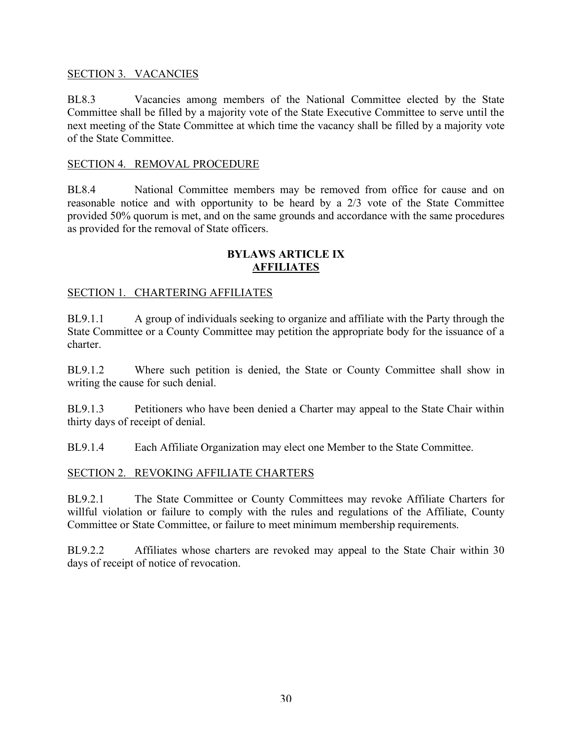SECTION 3. VACANCIES

BL8.3 Vacancies among members of the National Committee elected by the State Committee shall be filled by a majority vote of the State Executive Committee to serve until the next meeting of the State Committee at which time the vacancy shall be filled by a majority vote of the State Committee.

SECTION 4. REMOVAL PROCEDURE

BL8.4 National Committee members may be removed from office for cause and on reasonable notice and with opportunity to be heard by a 2/3 vote of the State Committee provided 50% quorum is met, and on the same grounds and accordance with the same procedures as provided for the removal of State officers.

## BYLAWS ARTICLE IX
## AFFILIATES

SECTION 1. CHARTERING AFFILIATES

BL9.1.1 A group of individuals seeking to organize and affiliate with the Party through the State Committee or a County Committee may petition the appropriate body for the issuance of a charter.

BL9.1.2 Where such petition is denied, the State or County Committee shall show in writing the cause for such denial.

BL9.1.3 Petitioners who have been denied a Charter may appeal to the State Chair within thirty days of receipt of denial.

BL9.1.4 Each Affiliate Organization may elect one Member to the State Committee.

SECTION 2. REVOKING AFFILIATE CHARTERS

BL9.2.1 The State Committee or County Committees may revoke Affiliate Charters for willful violation or failure to comply with the rules and regulations of the Affiliate, County Committee or State Committee, or failure to meet minimum membership requirements.

BL9.2.2 Affiliates whose charters are revoked may appeal to the State Chair within 30 days of receipt of notice of revocation.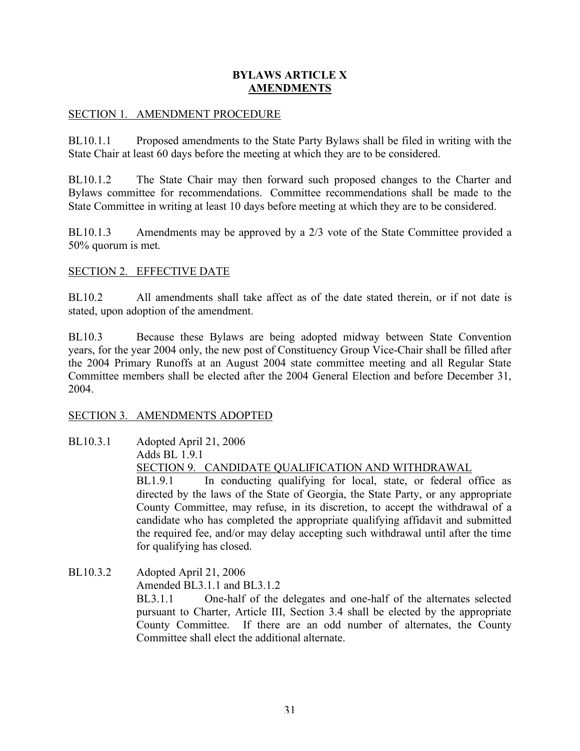## BYLAWS ARTICLE X
## AMENDMENTS

SECTION 1. AMENDMENT PROCEDURE

BL10.1.1 Proposed amendments to the State Party Bylaws shall be filed in writing with the State Chair at least 60 days before the meeting at which they are to be considered.

BL10.1.2 The State Chair may then forward such proposed changes to the Charter and Bylaws committee for recommendations. Committee recommendations shall be made to the State Committee in writing at least 10 days before meeting at which they are to be considered.

BL10.1.3 Amendments may be approved by a 2/3 vote of the State Committee provided a 50% quorum is met.

SECTION 2. EFFECTIVE DATE

BL10.2 All amendments shall take affect as of the date stated therein, or if not date is stated, upon adoption of the amendment.

BL10.3 Because these Bylaws are being adopted midway between State Convention years, for the year 2004 only, the new post of Constituency Group Vice-Chair shall be filled after the 2004 Primary Runoffs at an August 2004 state committee meeting and all Regular State Committee members shall be elected after the 2004 General Election and before December 31, 2004.

SECTION 3. AMENDMENTS ADOPTED

BL10.3.1 Adopted April 21, 2006
Adds BL 1.9.1
SECTION 9. CANDIDATE QUALIFICATION AND WITHDRAWAL
BL1.9.1 In conducting qualifying for local, state, or federal office as directed by the laws of the State of Georgia, the State Party, or any appropriate County Committee, may refuse, in its discretion, to accept the withdrawal of a candidate who has completed the appropriate qualifying affidavit and submitted the required fee, and/or may delay accepting such withdrawal until after the time for qualifying has closed.

BL10.3.2 Adopted April 21, 2006
Amended BL3.1.1 and BL3.1.2
BL3.1.1 One-half of the delegates and one-half of the alternates selected pursuant to Charter, Article III, Section 3.4 shall be elected by the appropriate County Committee. If there are an odd number of alternates, the County Committee shall elect the additional alternate.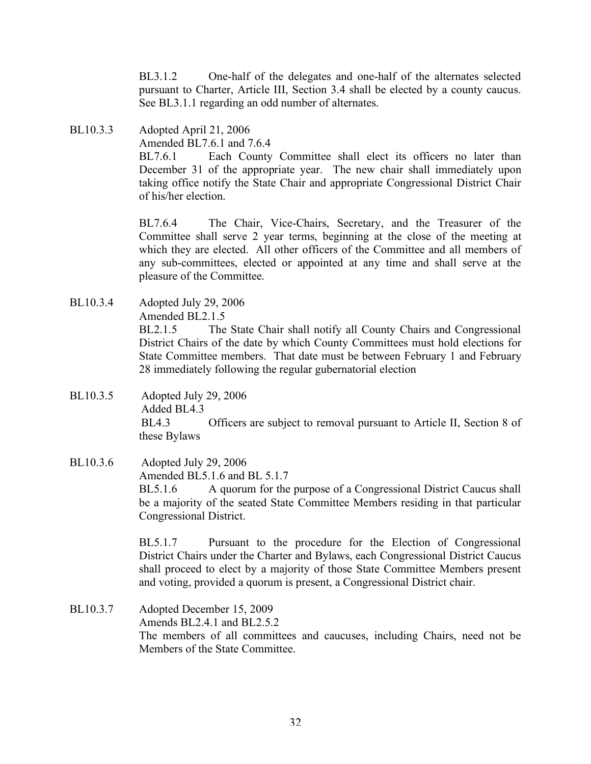BL3.1.2 One-half of the delegates and one-half of the alternates selected pursuant to Charter, Article III, Section 3.4 shall be elected by a county caucus. See BL3.1.1 regarding an odd number of alternates.

BL10.3.3 Adopted April 21, 2006

Amended BL7.6.1 and 7.6.4

BL7.6.1 Each County Committee shall elect its officers no later than December 31 of the appropriate year. The new chair shall immediately upon taking office notify the State Chair and appropriate Congressional District Chair of his/her election.

BL7.6.4 The Chair, Vice-Chairs, Secretary, and the Treasurer of the Committee shall serve 2 year terms, beginning at the close of the meeting at which they are elected. All other officers of the Committee and all members of any sub-committees, elected or appointed at any time and shall serve at the pleasure of the Committee.

BL10.3.4 Adopted July 29, 2006

Amended BL2.1.5

BL2.1.5 The State Chair shall notify all County Chairs and Congressional District Chairs of the date by which County Committees must hold elections for State Committee members. That date must be between February 1 and February 28 immediately following the regular gubernatorial election

BL10.3.5 Adopted July 29, 2006

Added BL4.3

BL4.3 Officers are subject to removal pursuant to Article II, Section 8 of these Bylaws

BL10.3.6 Adopted July 29, 2006

Amended BL5.1.6 and BL 5.1.7

BL5.1.6 A quorum for the purpose of a Congressional District Caucus shall be a majority of the seated State Committee Members residing in that particular Congressional District.

BL5.1.7 Pursuant to the procedure for the Election of Congressional District Chairs under the Charter and Bylaws, each Congressional District Caucus shall proceed to elect by a majority of those State Committee Members present and voting, provided a quorum is present, a Congressional District chair.

BL10.3.7 Adopted December 15, 2009

Amends BL2.4.1 and BL2.5.2

The members of all committees and caucuses, including Chairs, need not be Members of the State Committee.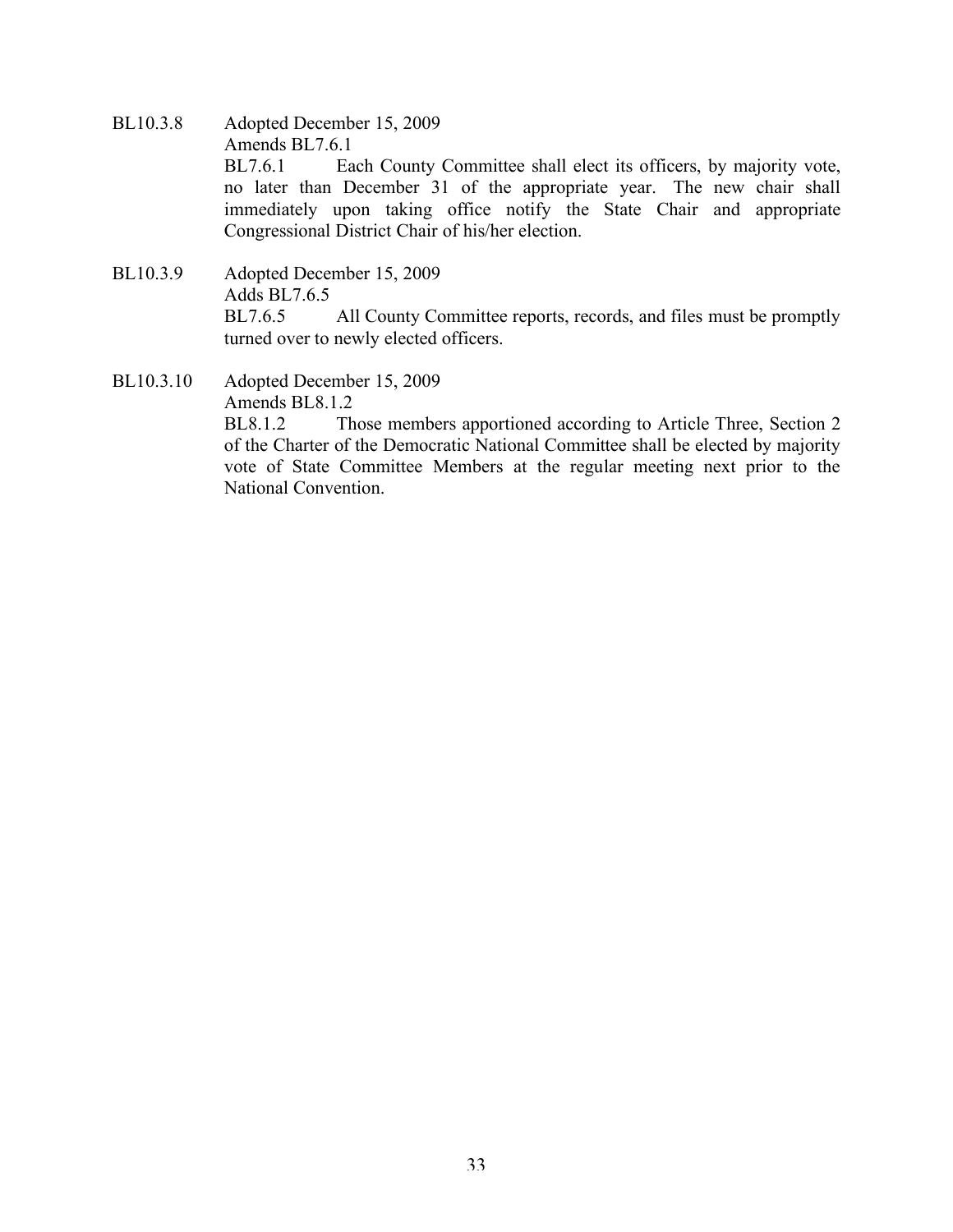BL10.3.8 Adopted December 15, 2009
Amends BL7.6.1
BL7.6.1 Each County Committee shall elect its officers, by majority vote, no later than December 31 of the appropriate year. The new chair shall immediately upon taking office notify the State Chair and appropriate Congressional District Chair of his/her election.

BL10.3.9 Adopted December 15, 2009
Adds BL7.6.5
BL7.6.5 All County Committee reports, records, and files must be promptly turned over to newly elected officers.

BL10.3.10 Adopted December 15, 2009
Amends BL8.1.2
BL8.1.2 Those members apportioned according to Article Three, Section 2 of the Charter of the Democratic National Committee shall be elected by majority vote of State Committee Members at the regular meeting next prior to the National Convention.